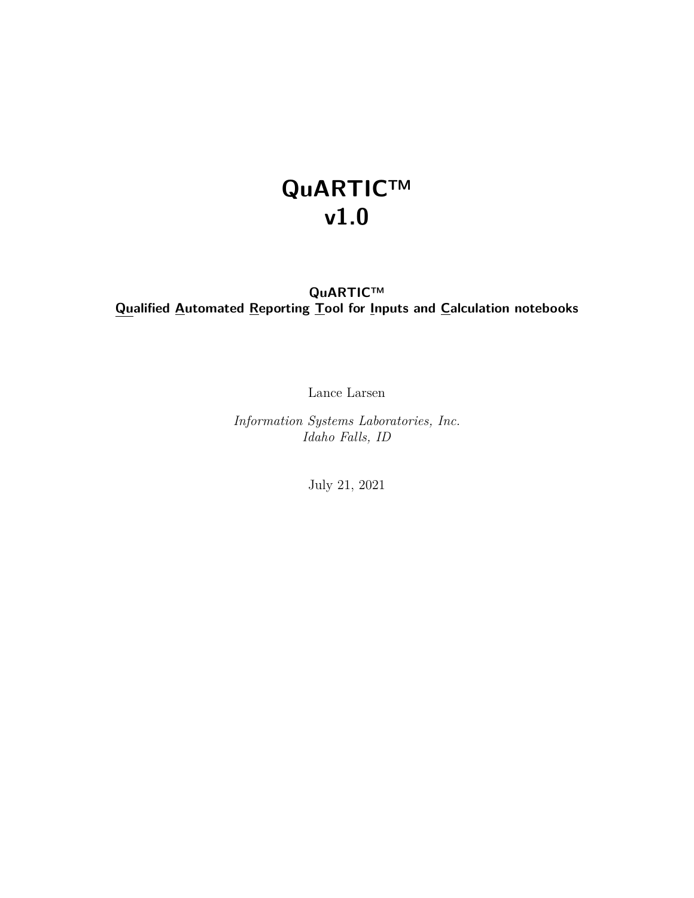# QuARTIC™
# v1.0

**QuARTIC™**
**Qualified Automated Reporting Tool for Inputs and Calculation notebooks**

Lance Larsen

*Information Systems Laboratories, Inc.*
*Idaho Falls, ID*

July 21, 2021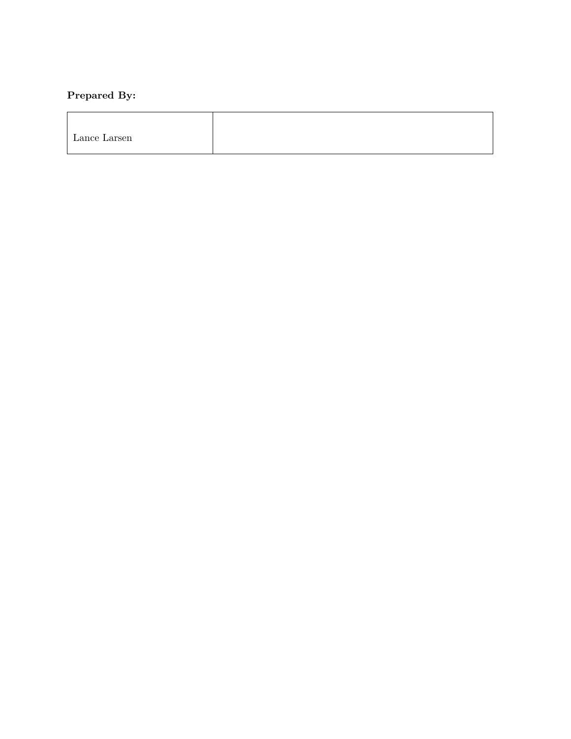**Prepared By:**

| Lance Larsen | |
|---|---|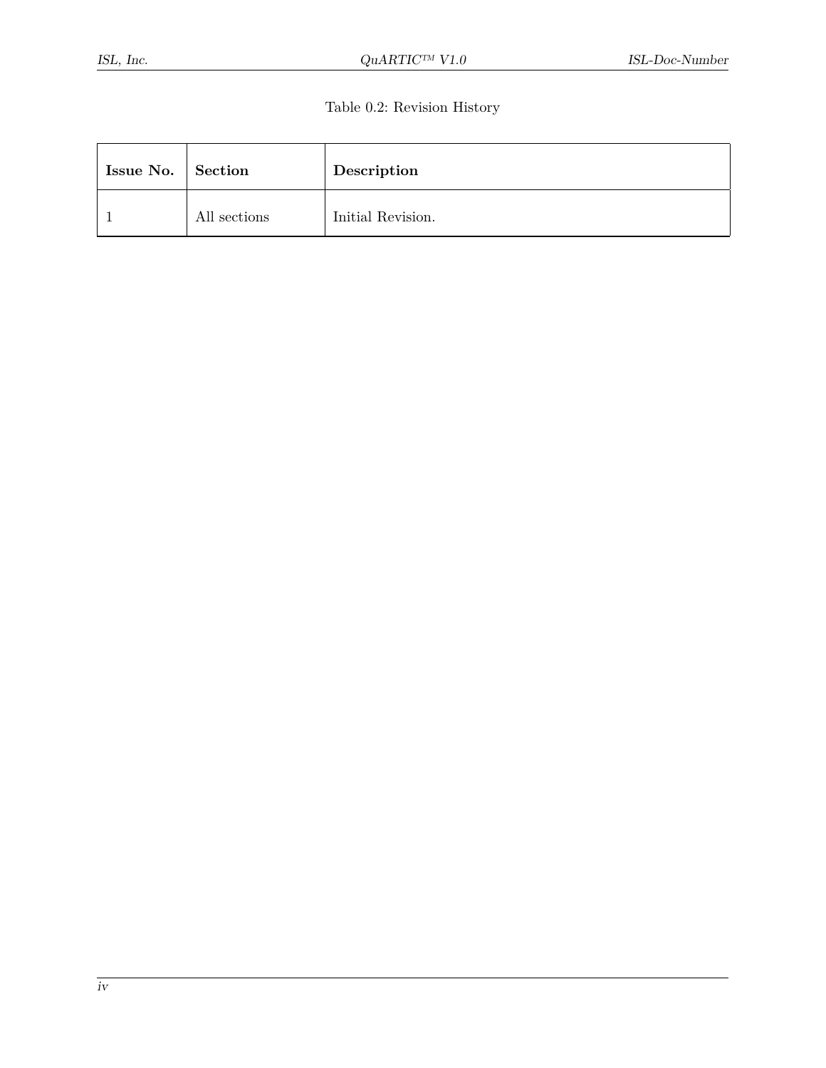Table 0.2: Revision History

| **Issue No.** | **Section** | **Description** |
| --- | --- | --- |
| 1 | All sections | Initial Revision. |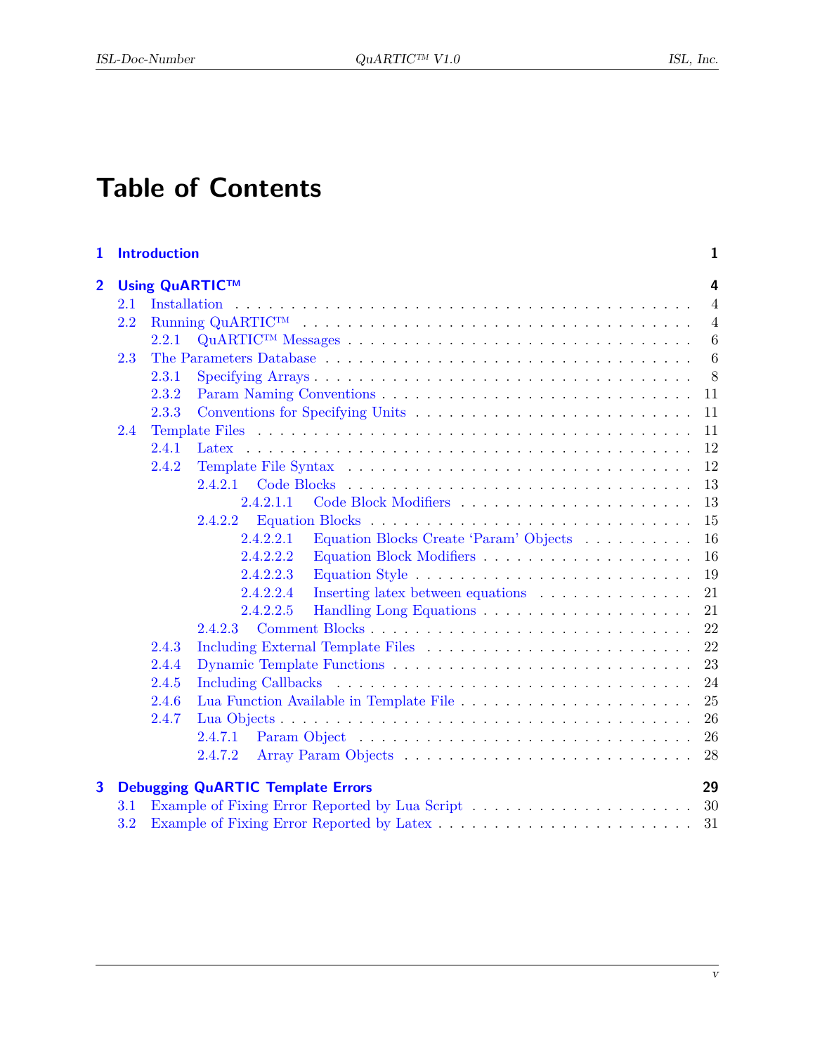# Table of Contents

**1 Introduction** **1**

**2 Using QuARTIC™** **4**

- 2.1 Installation . . . . . . 4
- 2.2 Running QuARTIC™ . . . . . . 4
  - 2.2.1 QuARTIC™ Messages . . . . . . 6
- 2.3 The Parameters Database . . . . . . 6
  - 2.3.1 Specifying Arrays . . . . . . 8
  - 2.3.2 Param Naming Conventions . . . . . . 11
  - 2.3.3 Conventions for Specifying Units . . . . . . 11
- 2.4 Template Files . . . . . . 11
  - 2.4.1 Latex . . . . . . 12
  - 2.4.2 Template File Syntax . . . . . . 12
    - 2.4.2.1 Code Blocks . . . . . . 13
      - 2.4.2.1.1 Code Block Modifiers . . . . . . 13
    - 2.4.2.2 Equation Blocks . . . . . . 15
      - 2.4.2.2.1 Equation Blocks Create 'Param' Objects . . . . . . 16
      - 2.4.2.2.2 Equation Block Modifiers . . . . . . 16
      - 2.4.2.2.3 Equation Style . . . . . . 19
      - 2.4.2.2.4 Inserting latex between equations . . . . . . 21
      - 2.4.2.2.5 Handling Long Equations . . . . . . 21
    - 2.4.2.3 Comment Blocks . . . . . . 22
  - 2.4.3 Including External Template Files . . . . . . 22
  - 2.4.4 Dynamic Template Functions . . . . . . 23
  - 2.4.5 Including Callbacks . . . . . . 24
  - 2.4.6 Lua Function Available in Template File . . . . . . 25
  - 2.4.7 Lua Objects . . . . . . 26
    - 2.4.7.1 Param Object . . . . . . 26
    - 2.4.7.2 Array Param Objects . . . . . . 28

**3 Debugging QuARTIC Template Errors** **29**

- 3.1 Example of Fixing Error Reported by Lua Script . . . . . . 30
- 3.2 Example of Fixing Error Reported by Latex . . . . . . 31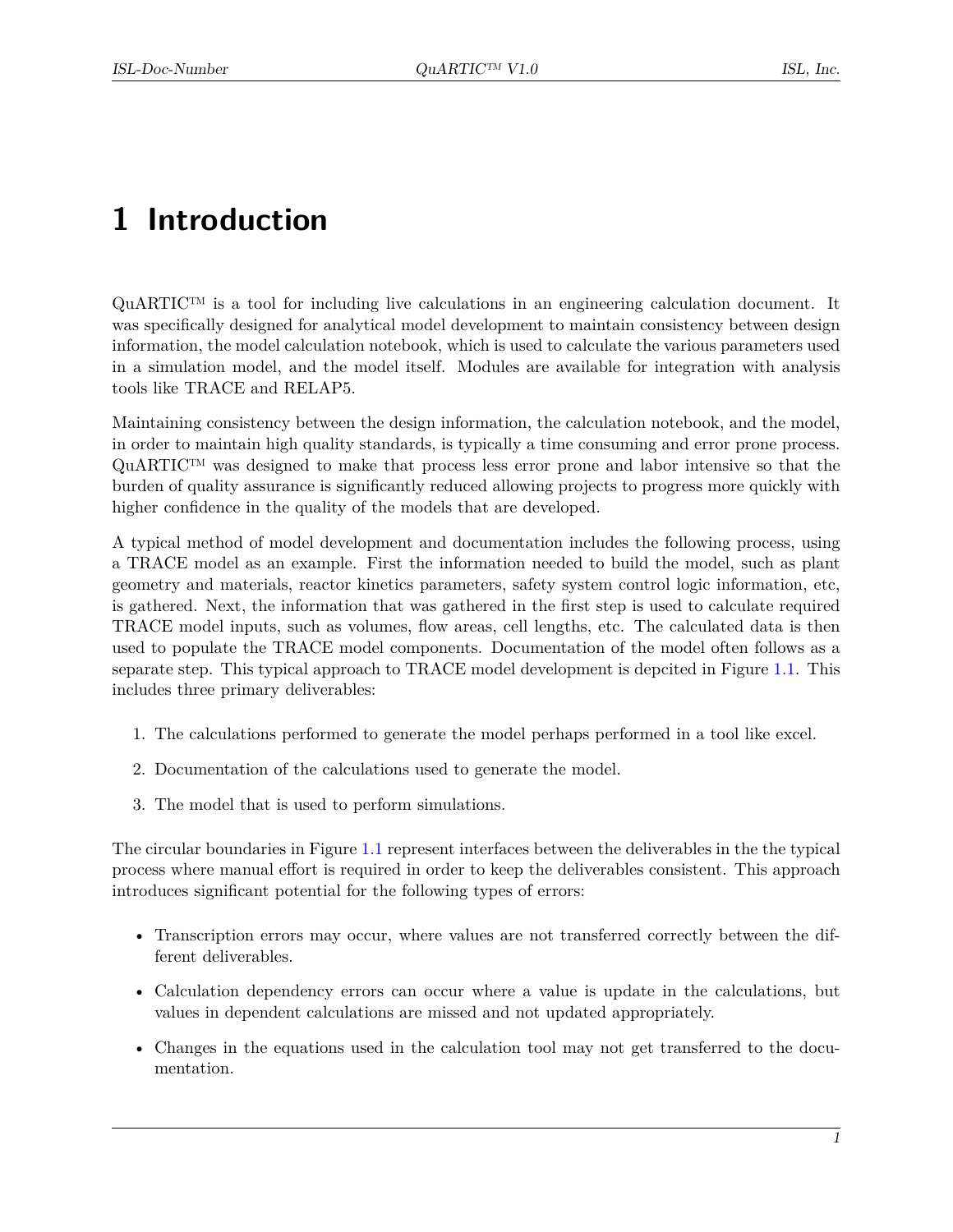# 1 Introduction

QuARTIC™ is a tool for including live calculations in an engineering calculation document. It was specifically designed for analytical model development to maintain consistency between design information, the model calculation notebook, which is used to calculate the various parameters used in a simulation model, and the model itself. Modules are available for integration with analysis tools like TRACE and RELAP5.

Maintaining consistency between the design information, the calculation notebook, and the model, in order to maintain high quality standards, is typically a time consuming and error prone process. QuARTIC™ was designed to make that process less error prone and labor intensive so that the burden of quality assurance is significantly reduced allowing projects to progress more quickly with higher confidence in the quality of the models that are developed.

A typical method of model development and documentation includes the following process, using a TRACE model as an example. First the information needed to build the model, such as plant geometry and materials, reactor kinetics parameters, safety system control logic information, etc, is gathered. Next, the information that was gathered in the first step is used to calculate required TRACE model inputs, such as volumes, flow areas, cell lengths, etc. The calculated data is then used to populate the TRACE model components. Documentation of the model often follows as a separate step. This typical approach to TRACE model development is depcited in Figure 1.1. This includes three primary deliverables:

1. The calculations performed to generate the model perhaps performed in a tool like excel.
2. Documentation of the calculations used to generate the model.
3. The model that is used to perform simulations.

The circular boundaries in Figure 1.1 represent interfaces between the deliverables in the the typical process where manual effort is required in order to keep the deliverables consistent. This approach introduces significant potential for the following types of errors:

- Transcription errors may occur, where values are not transferred correctly between the different deliverables.
- Calculation dependency errors can occur where a value is update in the calculations, but values in dependent calculations are missed and not updated appropriately.
- Changes in the equations used in the calculation tool may not get transferred to the documentation.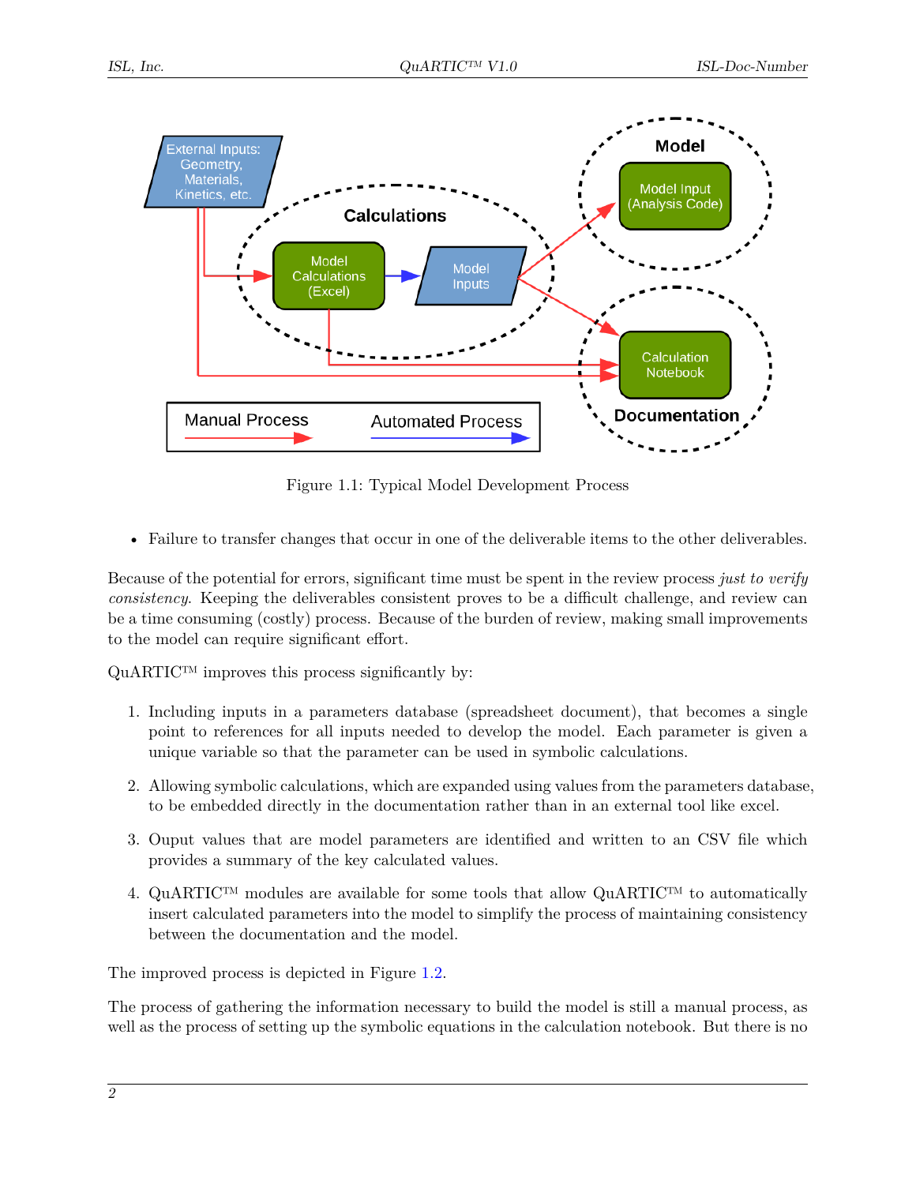Figure 1.1: Typical Model Development Process

- Failure to transfer changes that occur in one of the deliverable items to the other deliverables.

Because of the potential for errors, significant time must be spent in the review process *just to verify consistency*. Keeping the deliverables consistent proves to be a difficult challenge, and review can be a time consuming (costly) process. Because of the burden of review, making small improvements to the model can require significant effort.

QuARTIC™ improves this process significantly by:

1. Including inputs in a parameters database (spreadsheet document), that becomes a single point to references for all inputs needed to develop the model. Each parameter is given a unique variable so that the parameter can be used in symbolic calculations.

2. Allowing symbolic calculations, which are expanded using values from the parameters database, to be embedded directly in the documentation rather than in an external tool like excel.

3. Ouput values that are model parameters are identified and written to an CSV file which provides a summary of the key calculated values.

4. QuARTIC™ modules are available for some tools that allow QuARTIC™ to automatically insert calculated parameters into the model to simplify the process of maintaining consistency between the documentation and the model.

The improved process is depicted in Figure 1.2.

The process of gathering the information necessary to build the model is still a manual process, as well as the process of setting up the symbolic equations in the calculation notebook. But there is no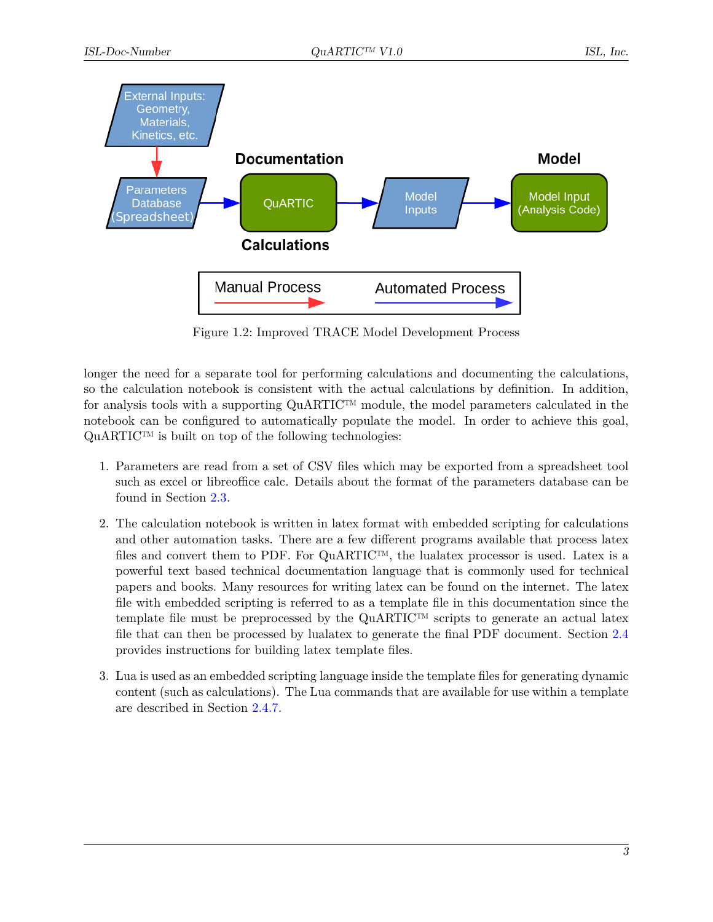Figure 1.2: Improved TRACE Model Development Process

longer the need for a separate tool for performing calculations and documenting the calculations, so the calculation notebook is consistent with the actual calculations by definition. In addition, for analysis tools with a supporting QuARTIC™ module, the model parameters calculated in the notebook can be configured to automatically populate the model. In order to achieve this goal, QuARTIC™ is built on top of the following technologies:

1. Parameters are read from a set of CSV files which may be exported from a spreadsheet tool such as excel or libreoffice calc. Details about the format of the parameters database can be found in Section 2.3.

2. The calculation notebook is written in latex format with embedded scripting for calculations and other automation tasks. There are a few different programs available that process latex files and convert them to PDF. For QuARTIC™, the lualatex processor is used. Latex is a powerful text based technical documentation language that is commonly used for technical papers and books. Many resources for writing latex can be found on the internet. The latex file with embedded scripting is referred to as a template file in this documentation since the template file must be preprocessed by the QuARTIC™ scripts to generate an actual latex file that can then be processed by lualatex to generate the final PDF document. Section 2.4 provides instructions for building latex template files.

3. Lua is used as an embedded scripting language inside the template files for generating dynamic content (such as calculations). The Lua commands that are available for use within a template are described in Section 2.4.7.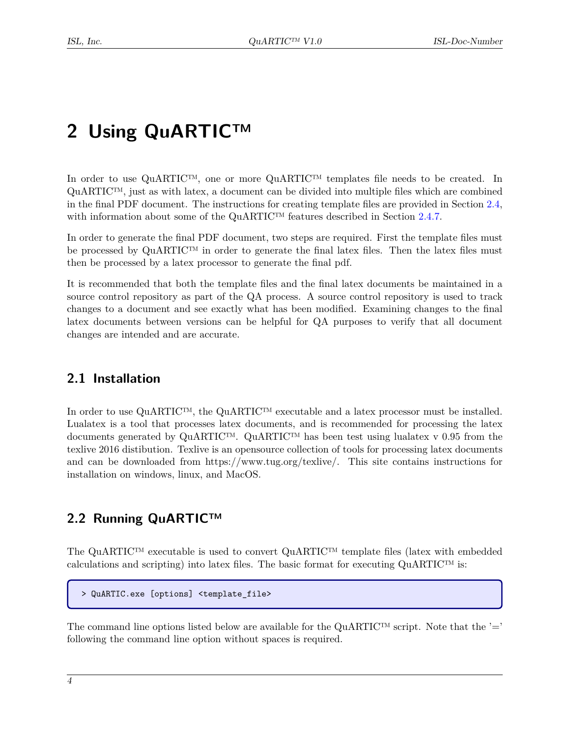# 2 Using QuARTIC™

In order to use QuARTIC™, one or more QuARTIC™ templates file needs to be created. In QuARTIC™, just as with latex, a document can be divided into multiple files which are combined in the final PDF document. The instructions for creating template files are provided in Section 2.4, with information about some of the QuARTIC™ features described in Section 2.4.7.

In order to generate the final PDF document, two steps are required. First the template files must be processed by QuARTIC™ in order to generate the final latex files. Then the latex files must then be processed by a latex processor to generate the final pdf.

It is recommended that both the template files and the final latex documents be maintained in a source control repository as part of the QA process. A source control repository is used to track changes to a document and see exactly what has been modified. Examining changes to the final latex documents between versions can be helpful for QA purposes to verify that all document changes are intended and are accurate.

## 2.1 Installation

In order to use QuARTIC™, the QuARTIC™ executable and a latex processor must be installed. Lualatex is a tool that processes latex documents, and is recommended for processing the latex documents generated by QuARTIC™. QuARTIC™ has been test using lualatex v 0.95 from the texlive 2016 distibution. Texlive is an opensource collection of tools for processing latex documents and can be downloaded from https://www.tug.org/texlive/. This site contains instructions for installation on windows, linux, and MacOS.

## 2.2 Running QuARTIC™

The QuARTIC™ executable is used to convert QuARTIC™ template files (latex with embedded calculations and scripting) into latex files. The basic format for executing QuARTIC™ is:

```
> QuARTIC.exe [options] <template_file>
```

The command line options listed below are available for the QuARTIC™ script. Note that the '=' following the command line option without spaces is required.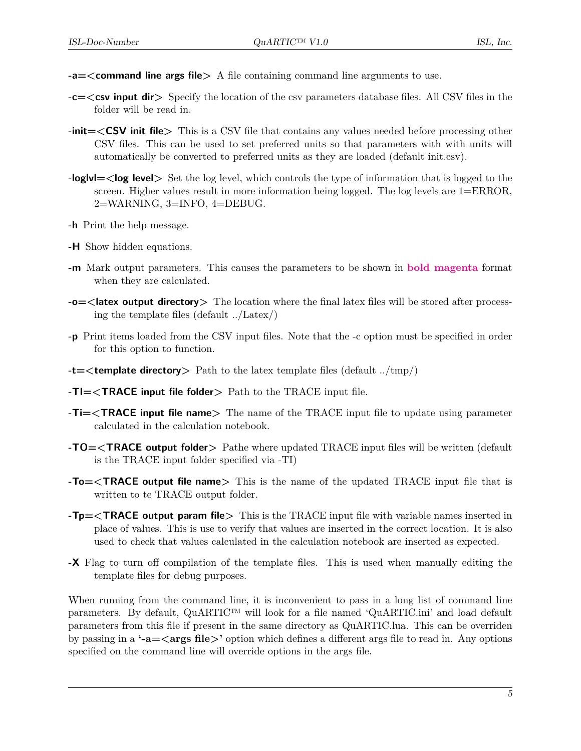**-a=<command line args file>** A file containing command line arguments to use.

**-c=<csv input dir>** Specify the location of the csv parameters database files. All CSV files in the folder will be read in.

**-init=<CSV init file>** This is a CSV file that contains any values needed before processing other CSV files. This can be used to set preferred units so that parameters with with units will automatically be converted to preferred units as they are loaded (default init.csv).

**-loglvl=<log level>** Set the log level, which controls the type of information that is logged to the screen. Higher values result in more information being logged. The log levels are 1=ERROR, 2=WARNING, 3=INFO, 4=DEBUG.

**-h** Print the help message.

**-H** Show hidden equations.

**-m** Mark output parameters. This causes the parameters to be shown in **bold magenta** format when they are calculated.

**-o=<latex output directory>** The location where the final latex files will be stored after processing the template files (default ../Latex/)

**-p** Print items loaded from the CSV input files. Note that the -c option must be specified in order for this option to function.

**-t=<template directory>** Path to the latex template files (default ../tmp/)

**-TI=<TRACE input file folder>** Path to the TRACE input file.

**-Ti=<TRACE input file name>** The name of the TRACE input file to update using parameter calculated in the calculation notebook.

**-TO=<TRACE output folder>** Pathe where updated TRACE input files will be written (default is the TRACE input folder specified via -TI)

**-To=<TRACE output file name>** This is the name of the updated TRACE input file that is written to te TRACE output folder.

**-Tp=<TRACE output param file>** This is the TRACE input file with variable names inserted in place of values. This is use to verify that values are inserted in the correct location. It is also used to check that values calculated in the calculation notebook are inserted as expected.

**-X** Flag to turn off compilation of the template files. This is used when manually editing the template files for debug purposes.

When running from the command line, it is inconvenient to pass in a long list of command line parameters. By default, QuARTIC™ will look for a file named 'QuARTIC.ini' and load default parameters from this file if present in the same directory as QuARTIC.lua. This can be overriden by passing in a **'-a=<args file>'** option which defines a different args file to read in. Any options specified on the command line will override options in the args file.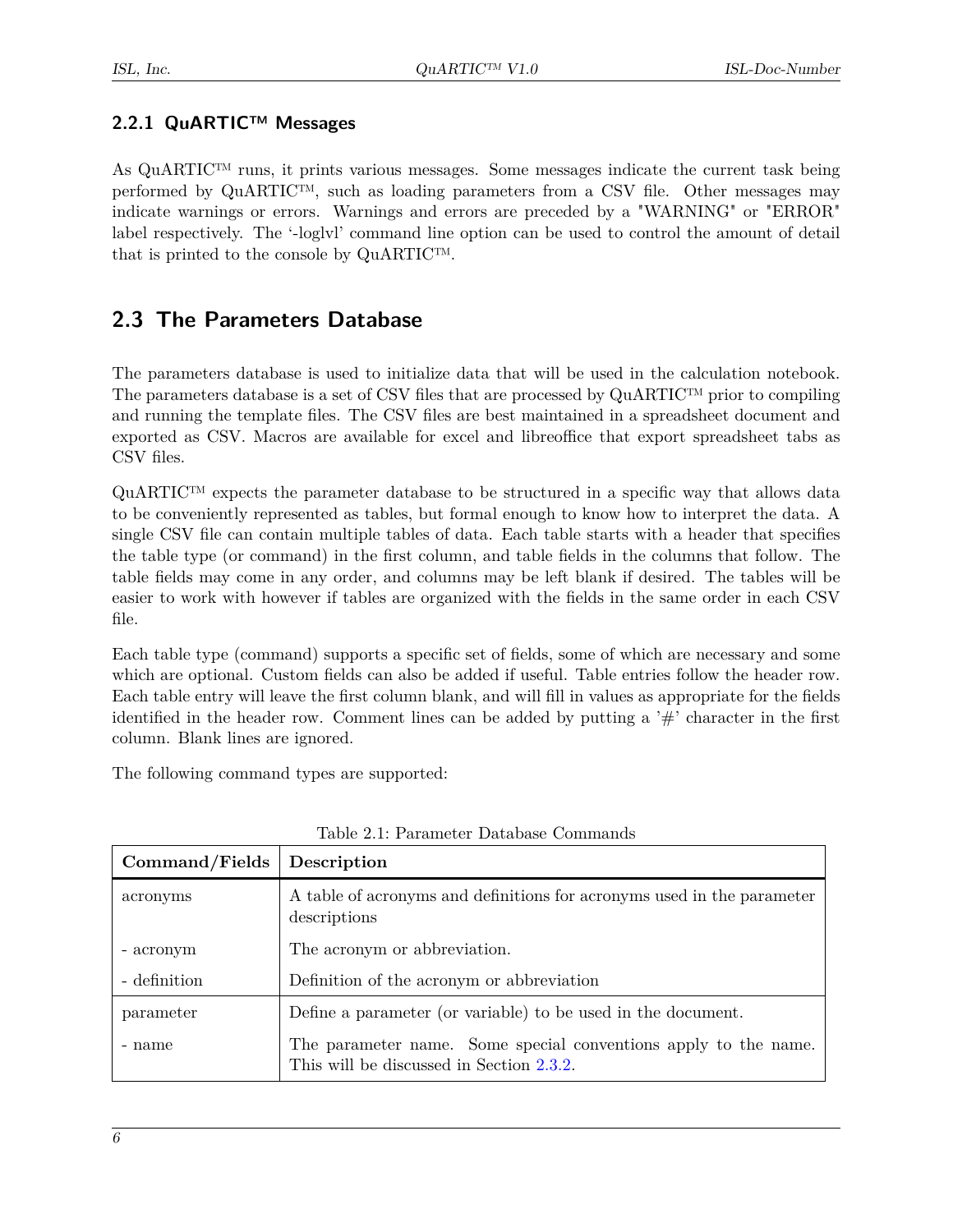### 2.2.1 QuARTIC™ Messages

As QuARTIC™ runs, it prints various messages. Some messages indicate the current task being performed by QuARTIC™, such as loading parameters from a CSV file. Other messages may indicate warnings or errors. Warnings and errors are preceded by a "WARNING" or "ERROR" label respectively. The '-loglvl' command line option can be used to control the amount of detail that is printed to the console by QuARTIC™.

## 2.3 The Parameters Database

The parameters database is used to initialize data that will be used in the calculation notebook. The parameters database is a set of CSV files that are processed by QuARTIC™ prior to compiling and running the template files. The CSV files are best maintained in a spreadsheet document and exported as CSV. Macros are available for excel and libreoffice that export spreadsheet tabs as CSV files.

QuARTIC™ expects the parameter database to be structured in a specific way that allows data to be conveniently represented as tables, but formal enough to know how to interpret the data. A single CSV file can contain multiple tables of data. Each table starts with a header that specifies the table type (or command) in the first column, and table fields in the columns that follow. The table fields may come in any order, and columns may be left blank if desired. The tables will be easier to work with however if tables are organized with the fields in the same order in each CSV file.

Each table type (command) supports a specific set of fields, some of which are necessary and some which are optional. Custom fields can also be added if useful. Table entries follow the header row. Each table entry will leave the first column blank, and will fill in values as appropriate for the fields identified in the header row. Comment lines can be added by putting a '#' character in the first column. Blank lines are ignored.

The following command types are supported:

Table 2.1: Parameter Database Commands

| Command/Fields | Description |
|---|---|
| acronyms | A table of acronyms and definitions for acronyms used in the parameter descriptions |
| - acronym | The acronym or abbreviation. |
| - definition | Definition of the acronym or abbreviation |
| parameter | Define a parameter (or variable) to be used in the document. |
| - name | The parameter name. Some special conventions apply to the name. This will be discussed in Section 2.3.2. |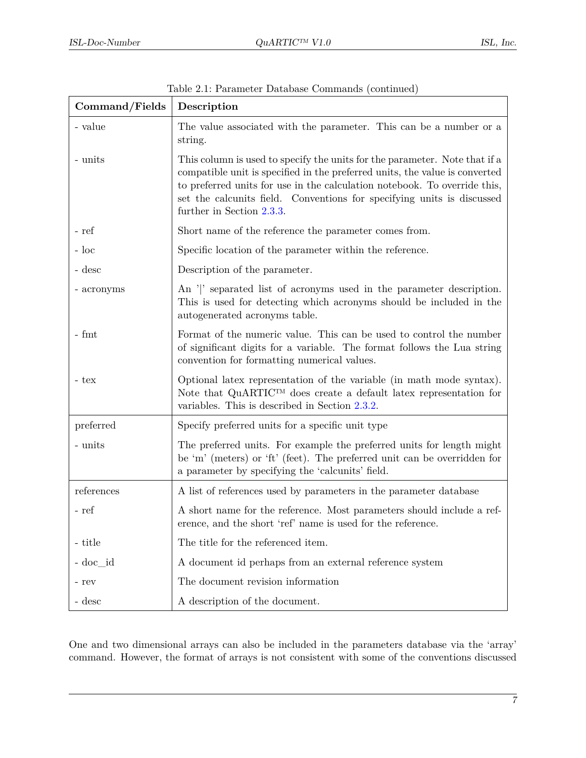Table 2.1: Parameter Database Commands (continued)

| Command/Fields | Description |
|---|---|
| - value | The value associated with the parameter. This can be a number or a string. |
| - units | This column is used to specify the units for the parameter. Note that if a compatible unit is specified in the preferred units, the value is converted to preferred units for use in the calculation notebook. To override this, set the calcunits field. Conventions for specifying units is discussed further in Section 2.3.3. |
| - ref | Short name of the reference the parameter comes from. |
| - loc | Specific location of the parameter within the reference. |
| - desc | Description of the parameter. |
| - acronyms | An '\|' separated list of acronyms used in the parameter description. This is used for detecting which acronyms should be included in the autogenerated acronyms table. |
| - fmt | Format of the numeric value. This can be used to control the number of significant digits for a variable. The format follows the Lua string convention for formatting numerical values. |
| - tex | Optional latex representation of the variable (in math mode syntax). Note that QuARTIC™ does create a default latex representation for variables. This is described in Section 2.3.2. |
| preferred | Specify preferred units for a specific unit type |
| - units | The preferred units. For example the preferred units for length might be 'm' (meters) or 'ft' (feet). The preferred unit can be overridden for a parameter by specifying the 'calcunits' field. |
| references | A list of references used by parameters in the parameter database |
| - ref | A short name for the reference. Most parameters should include a reference, and the short 'ref' name is used for the reference. |
| - title | The title for the referenced item. |
| - doc_id | A document id perhaps from an external reference system |
| - rev | The document revision information |
| - desc | A description of the document. |

One and two dimensional arrays can also be included in the parameters database via the 'array' command. However, the format of arrays is not consistent with some of the conventions discussed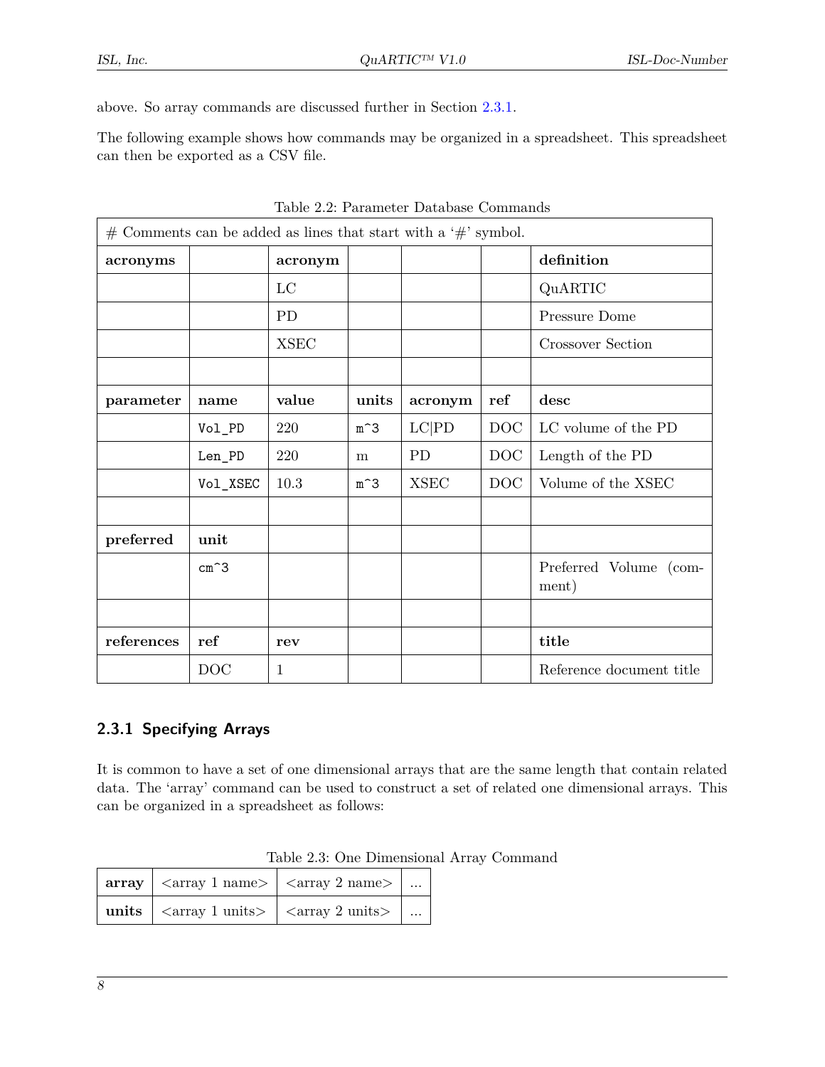above. So array commands are discussed further in Section 2.3.1.

The following example shows how commands may be organized in a spreadsheet. This spreadsheet can then be exported as a CSV file.

Table 2.2: Parameter Database Commands

| # Comments can be added as lines that start with a '#' symbol. | | | | | | |
|---|---|---|---|---|---|---|
| **acronyms** | | **acronym** | | | | **definition** |
| | | LC | | | | QuARTIC |
| | | PD | | | | Pressure Dome |
| | | XSEC | | | | Crossover Section |
| | | | | | | |
| **parameter** | **name** | **value** | **units** | **acronym** | **ref** | **desc** |
| | `Vol_PD` | 220 | `m^3` | LC\|PD | DOC | LC volume of the PD |
| | `Len_PD` | 220 | m | PD | DOC | Length of the PD |
| | `Vol_XSEC` | 10.3 | `m^3` | XSEC | DOC | Volume of the XSEC |
| | | | | | | |
| **preferred** | **unit** | | | | | |
| | `cm^3` | | | | | Preferred Volume (comment) |
| | | | | | | |
| **references** | **ref** | **rev** | | | | **title** |
| | DOC | 1 | | | | Reference document title |

### 2.3.1 Specifying Arrays

It is common to have a set of one dimensional arrays that are the same length that contain related data. The 'array' command can be used to construct a set of related one dimensional arrays. This can be organized in a spreadsheet as follows:

Table 2.3: One Dimensional Array Command

| **array** | <array 1 name> | <array 2 name> | ... |
|---|---|---|---|
| **units** | <array 1 units> | <array 2 units> | ... |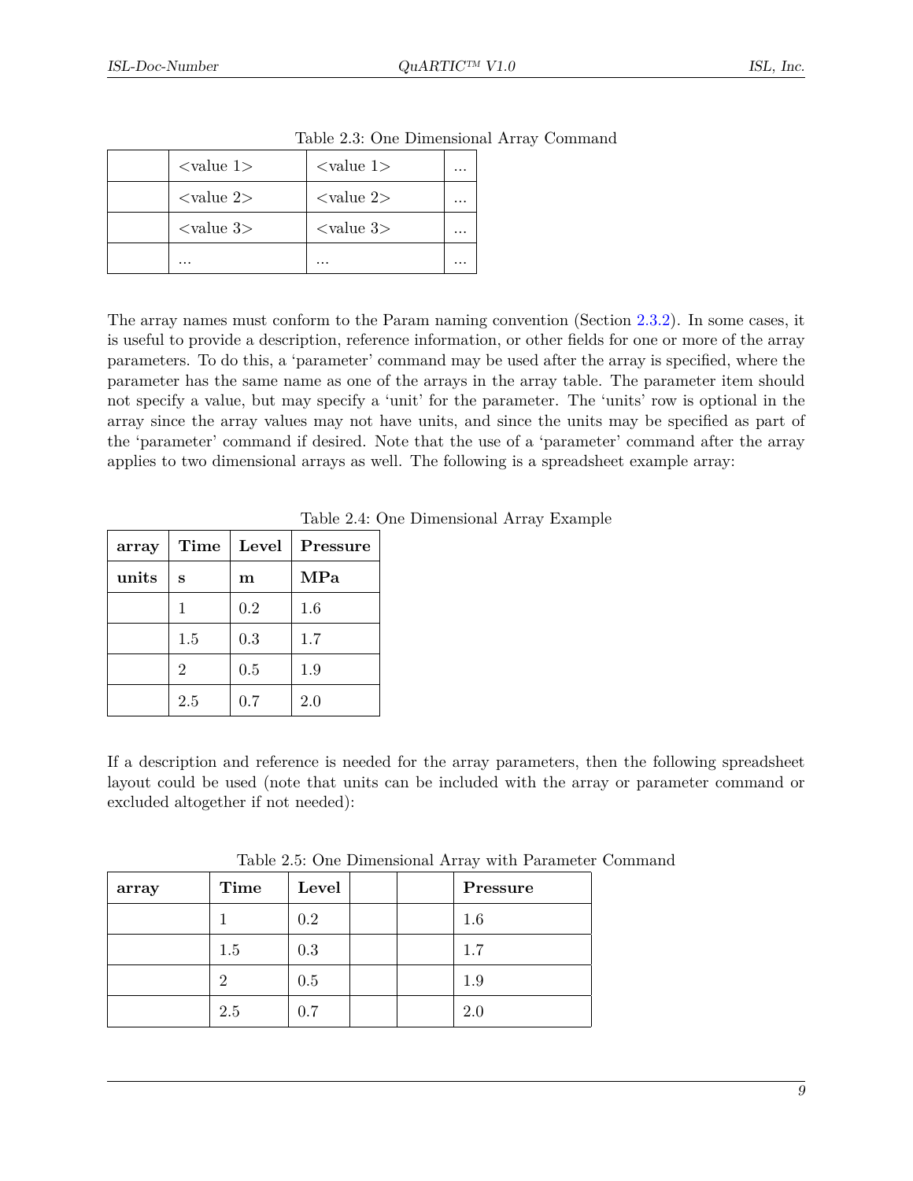Table 2.3: One Dimensional Array Command

| | <value 1> | <value 1> | ... |
|---|---|---|---|
| | <value 2> | <value 2> | ... |
| | <value 3> | <value 3> | ... |
| | ... | ... | ... |

The array names must conform to the Param naming convention (Section 2.3.2). In some cases, it is useful to provide a description, reference information, or other fields for one or more of the array parameters. To do this, a 'parameter' command may be used after the array is specified, where the parameter has the same name as one of the arrays in the array table. The parameter item should not specify a value, but may specify a 'unit' for the parameter. The 'units' row is optional in the array since the array values may not have units, and since the units may be specified as part of the 'parameter' command if desired. Note that the use of a 'parameter' command after the array applies to two dimensional arrays as well. The following is a spreadsheet example array:

Table 2.4: One Dimensional Array Example

| **array** | **Time** | **Level** | **Pressure** |
|---|---|---|---|
| **units** | **s** | **m** | **MPa** |
| | 1 | 0.2 | 1.6 |
| | 1.5 | 0.3 | 1.7 |
| | 2 | 0.5 | 1.9 |
| | 2.5 | 0.7 | 2.0 |

If a description and reference is needed for the array parameters, then the following spreadsheet layout could be used (note that units can be included with the array or parameter command or excluded altogether if not needed):

Table 2.5: One Dimensional Array with Parameter Command

| **array** | **Time** | **Level** | | | **Pressure** |
|---|---|---|---|---|---|
| | 1 | 0.2 | | | 1.6 |
| | 1.5 | 0.3 | | | 1.7 |
| | 2 | 0.5 | | | 1.9 |
| | 2.5 | 0.7 | | | 2.0 |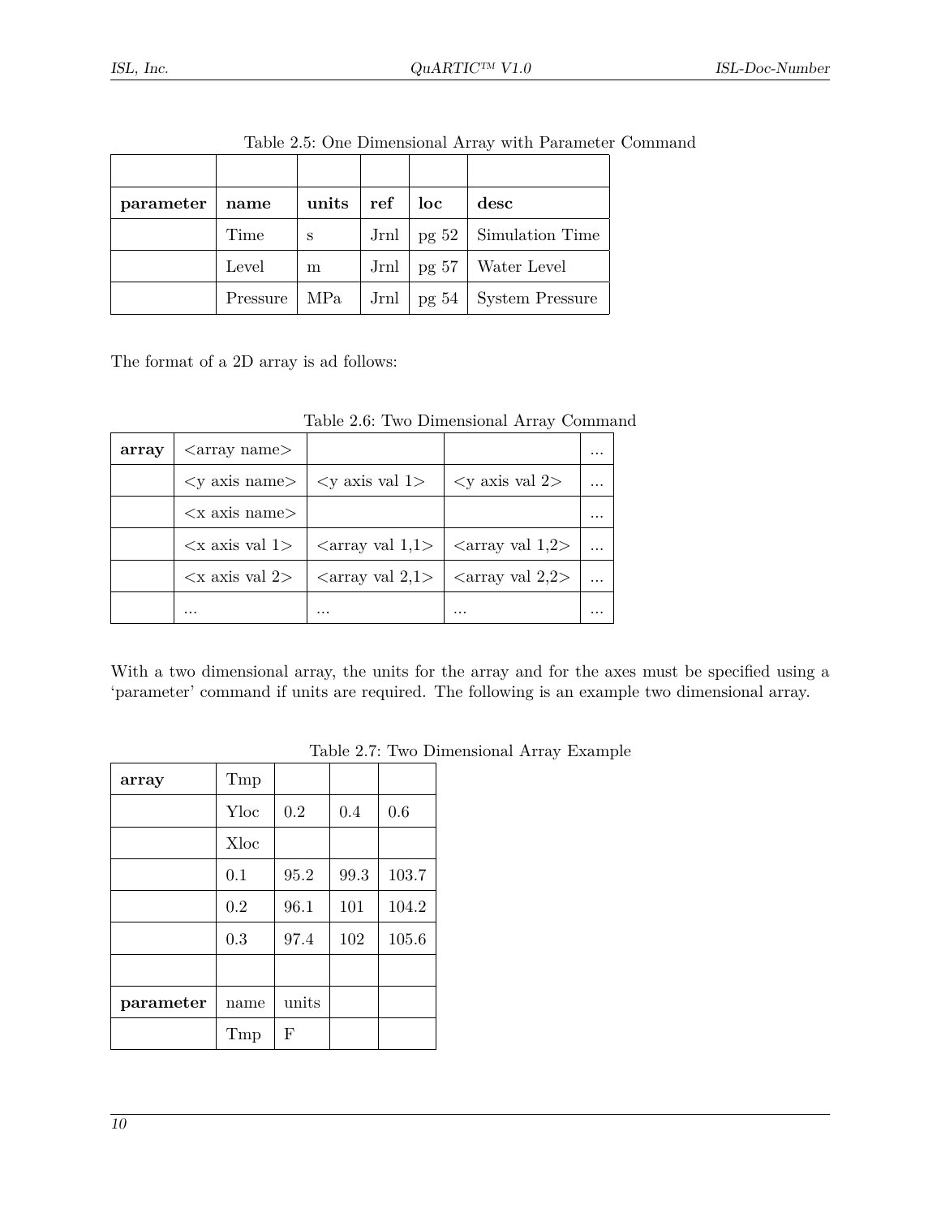Table 2.5: One Dimensional Array with Parameter Command

| | | | | | |
|---|---|---|---|---|---|
| **parameter** | **name** | **units** | **ref** | **loc** | **desc** |
| | Time | s | Jrnl | pg 52 | Simulation Time |
| | Level | m | Jrnl | pg 57 | Water Level |
| | Pressure | MPa | Jrnl | pg 54 | System Pressure |

The format of a 2D array is ad follows:

Table 2.6: Two Dimensional Array Command

| **array** | <array name> | | | ... |
|---|---|---|---|---|
| | <y axis name> | <y axis val 1> | <y axis val 2> | ... |
| | <x axis name> | | | ... |
| | <x axis val 1> | <array val 1,1> | <array val 1,2> | ... |
| | <x axis val 2> | <array val 2,1> | <array val 2,2> | ... |
| | ... | ... | ... | ... |

With a two dimensional array, the units for the array and for the axes must be specified using a 'parameter' command if units are required. The following is an example two dimensional array.

Table 2.7: Two Dimensional Array Example

| **array** | Tmp | | | |
|---|---|---|---|---|
| | Yloc | 0.2 | 0.4 | 0.6 |
| | Xloc | | | |
| | 0.1 | 95.2 | 99.3 | 103.7 |
| | 0.2 | 96.1 | 101 | 104.2 |
| | 0.3 | 97.4 | 102 | 105.6 |
| | | | | |
| **parameter** | name | units | | |
| | Tmp | F | | |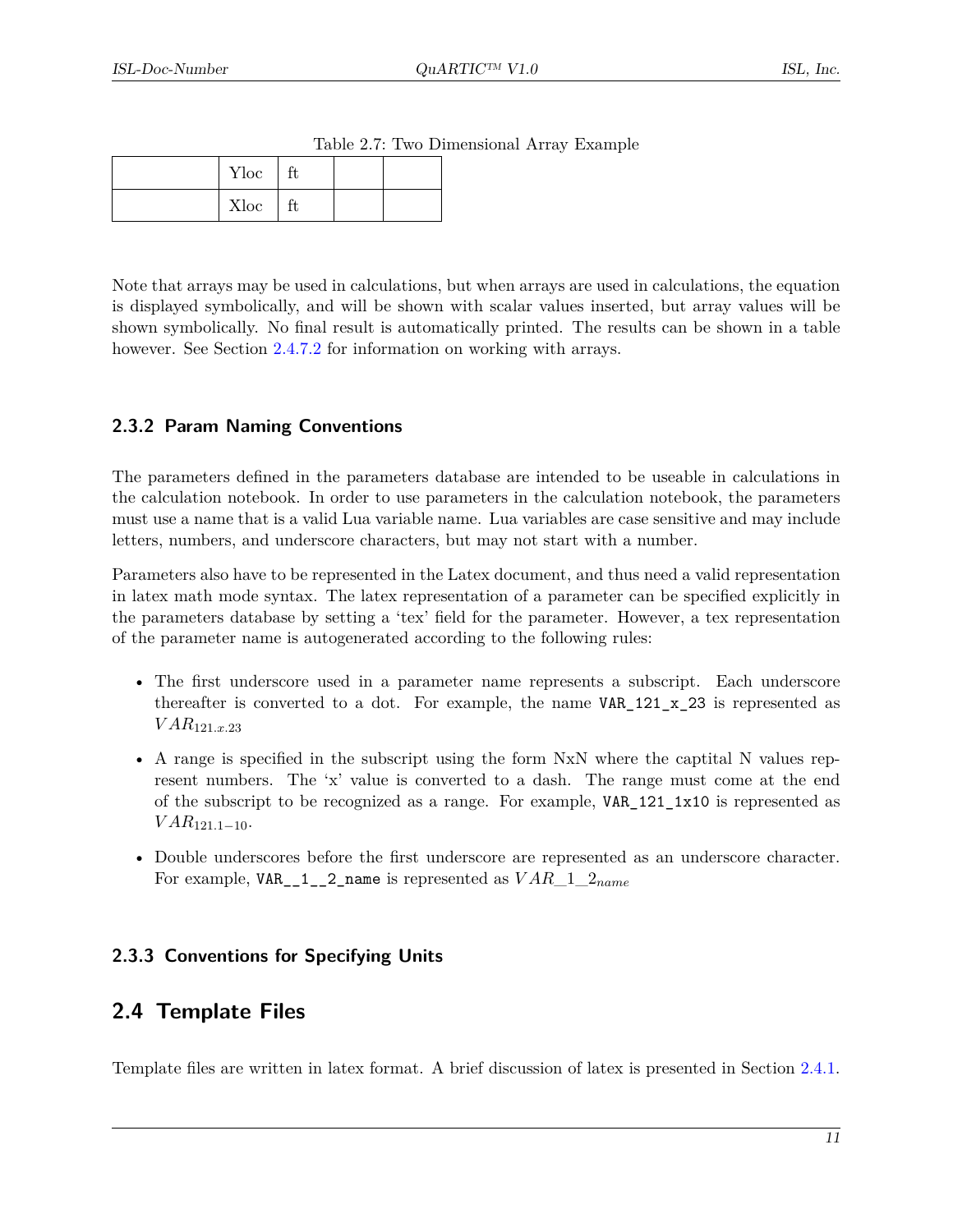Table 2.7: Two Dimensional Array Example

| | | | | |
|---|---|---|---|---|
| | Yloc | ft | | |
| | Xloc | ft | | |

Note that arrays may be used in calculations, but when arrays are used in calculations, the equation is displayed symbolically, and will be shown with scalar values inserted, but array values will be shown symbolically. No final result is automatically printed. The results can be shown in a table however. See Section 2.4.7.2 for information on working with arrays.

### 2.3.2 Param Naming Conventions

The parameters defined in the parameters database are intended to be useable in calculations in the calculation notebook. In order to use parameters in the calculation notebook, the parameters must use a name that is a valid Lua variable name. Lua variables are case sensitive and may include letters, numbers, and underscore characters, but may not start with a number.

Parameters also have to be represented in the Latex document, and thus need a valid representation in latex math mode syntax. The latex representation of a parameter can be specified explicitly in the parameters database by setting a 'tex' field for the parameter. However, a tex representation of the parameter name is autogenerated according to the following rules:

- The first underscore used in a parameter name represents a subscript. Each underscore thereafter is converted to a dot. For example, the name `VAR_121_x_23` is represented as $VAR_{121.x.23}$
- A range is specified in the subscript using the form NxN where the captital N values represent numbers. The 'x' value is converted to a dash. The range must come at the end of the subscript to be recognized as a range. For example, `VAR_121_1x10` is represented as $VAR_{121.1-10}$.
- Double underscores before the first underscore are represented as an underscore character. For example, `VAR__1__2_name` is represented as $VAR\_1\_2_{name}$

### 2.3.3 Conventions for Specifying Units

## 2.4 Template Files

Template files are written in latex format. A brief discussion of latex is presented in Section 2.4.1.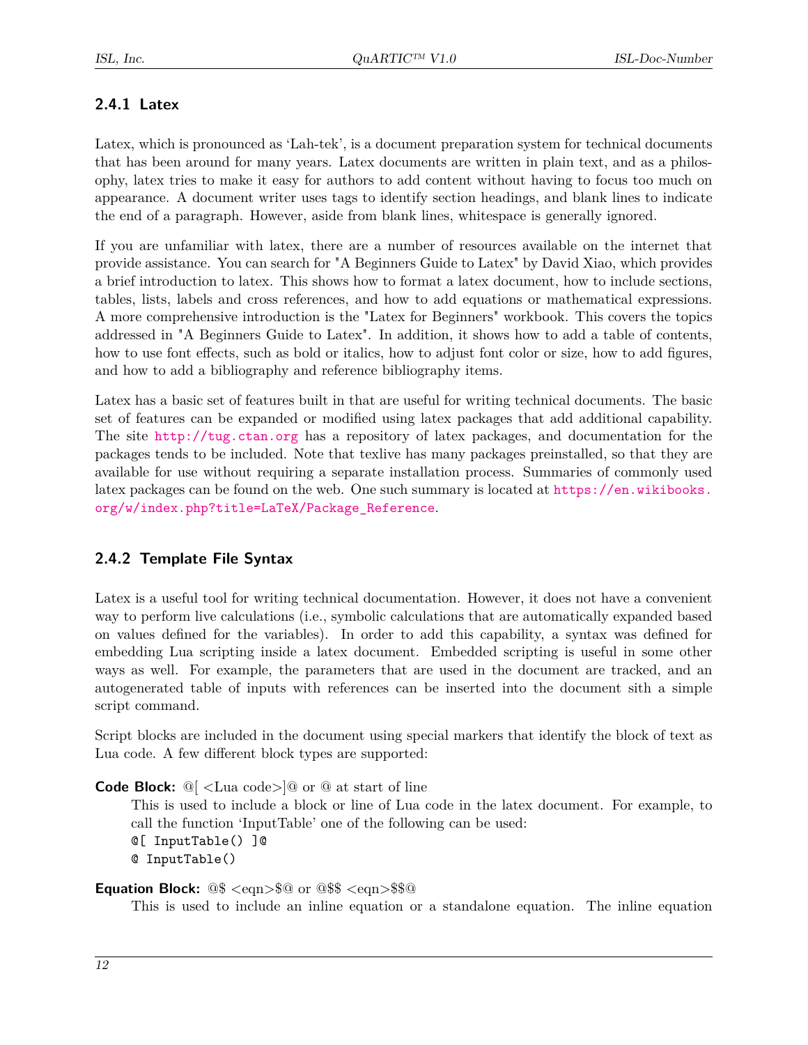### 2.4.1 Latex

Latex, which is pronounced as 'Lah-tek', is a document preparation system for technical documents that has been around for many years. Latex documents are written in plain text, and as a philosophy, latex tries to make it easy for authors to add content without having to focus too much on appearance. A document writer uses tags to identify section headings, and blank lines to indicate the end of a paragraph. However, aside from blank lines, whitespace is generally ignored.

If you are unfamiliar with latex, there are a number of resources available on the internet that provide assistance. You can search for "A Beginners Guide to Latex" by David Xiao, which provides a brief introduction to latex. This shows how to format a latex document, how to include sections, tables, lists, labels and cross references, and how to add equations or mathematical expressions. A more comprehensive introduction is the "Latex for Beginners" workbook. This covers the topics addressed in "A Beginners Guide to Latex". In addition, it shows how to add a table of contents, how to use font effects, such as bold or italics, how to adjust font color or size, how to add figures, and how to add a bibliography and reference bibliography items.

Latex has a basic set of features built in that are useful for writing technical documents. The basic set of features can be expanded or modified using latex packages that add additional capability. The site http://tug.ctan.org has a repository of latex packages, and documentation for the packages tends to be included. Note that texlive has many packages preinstalled, so that they are available for use without requiring a separate installation process. Summaries of commonly used latex packages can be found on the web. One such summary is located at https://en.wikibooks.org/w/index.php?title=LaTeX/Package_Reference.

### 2.4.2 Template File Syntax

Latex is a useful tool for writing technical documentation. However, it does not have a convenient way to perform live calculations (i.e., symbolic calculations that are automatically expanded based on values defined for the variables). In order to add this capability, a syntax was defined for embedding Lua scripting inside a latex document. Embedded scripting is useful in some other ways as well. For example, the parameters that are used in the document are tracked, and an autogenerated table of inputs with references can be inserted into the document sith a simple script command.

Script blocks are included in the document using special markers that identify the block of text as Lua code. A few different block types are supported:

**Code Block:** @[ <Lua code>]@ or @ at start of line

This is used to include a block or line of Lua code in the latex document. For example, to call the function 'InputTable' one of the following can be used:

```
@[ InputTable() ]@
@ InputTable()
```

**Equation Block:** @$ <eqn>$@ or @$$ <eqn>$$@

This is used to include an inline equation or a standalone equation. The inline equation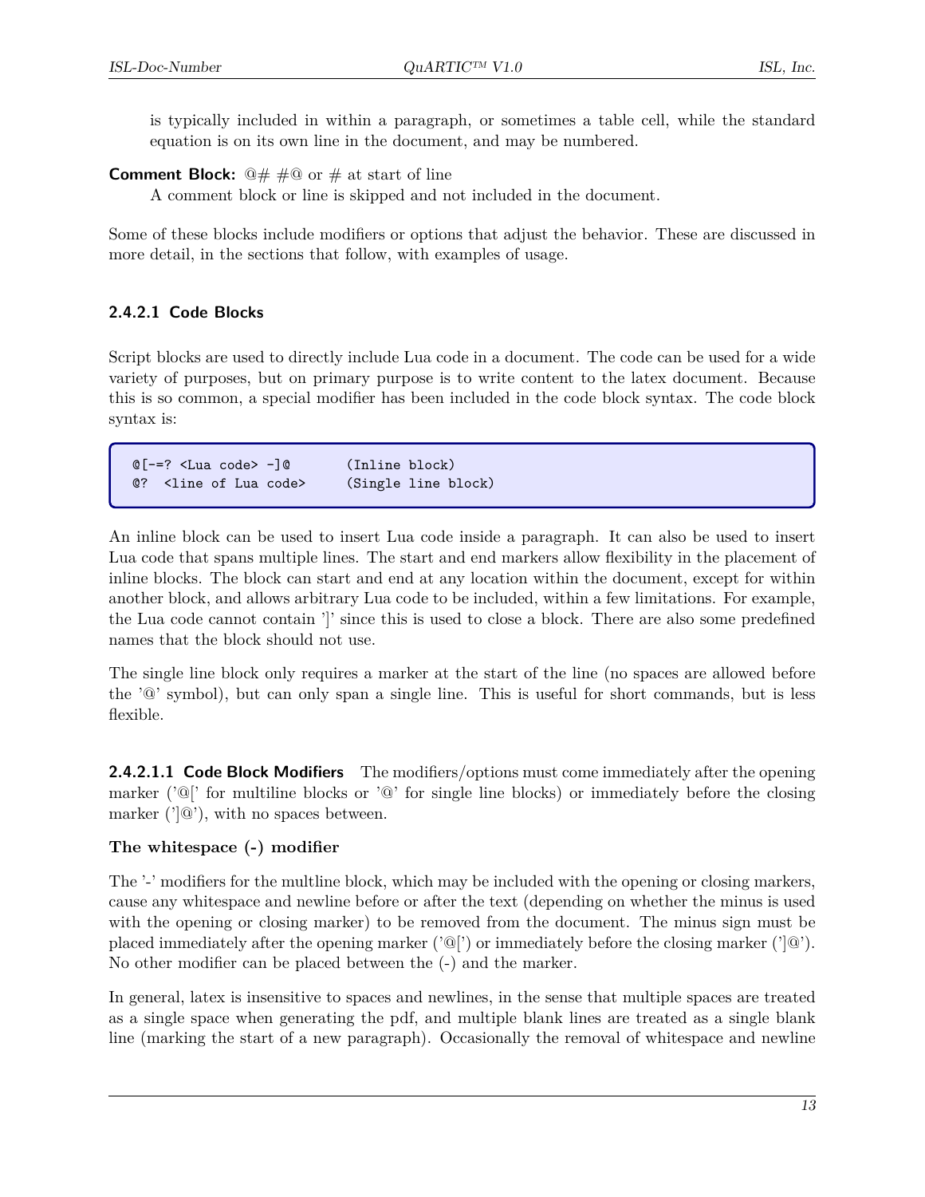is typically included in within a paragraph, or sometimes a table cell, while the standard equation is on its own line in the document, and may be numbered.

**Comment Block:** @# #@ or # at start of line
A comment block or line is skipped and not included in the document.

Some of these blocks include modifiers or options that adjust the behavior. These are discussed in more detail, in the sections that follow, with examples of usage.

### 2.4.2.1 Code Blocks

Script blocks are used to directly include Lua code in a document. The code can be used for a wide variety of purposes, but on primary purpose is to write content to the latex document. Because this is so common, a special modifier has been included in the code block syntax. The code block syntax is:

```
@[-=? <Lua code> -]@        (Inline block)
@?  <line of Lua code>      (Single line block)
```

An inline block can be used to insert Lua code inside a paragraph. It can also be used to insert Lua code that spans multiple lines. The start and end markers allow flexibility in the placement of inline blocks. The block can start and end at any location within the document, except for within another block, and allows arbitrary Lua code to be included, within a few limitations. For example, the Lua code cannot contain ']' since this is used to close a block. There are also some predefined names that the block should not use.

The single line block only requires a marker at the start of the line (no spaces are allowed before the '@' symbol), but can only span a single line. This is useful for short commands, but is less flexible.

#### 2.4.2.1.1 Code Block Modifiers

The modifiers/options must come immediately after the opening marker ('@[' for multiline blocks or '@' for single line blocks) or immediately before the closing marker (']@'), with no spaces between.

**The whitespace (-) modifier**

The '-' modifiers for the multline block, which may be included with the opening or closing markers, cause any whitespace and newline before or after the text (depending on whether the minus is used with the opening or closing marker) to be removed from the document. The minus sign must be placed immediately after the opening marker ('@[') or immediately before the closing marker (']@'). No other modifier can be placed between the (-) and the marker.

In general, latex is insensitive to spaces and newlines, in the sense that multiple spaces are treated as a single space when generating the pdf, and multiple blank lines are treated as a single blank line (marking the start of a new paragraph). Occasionally the removal of whitespace and newline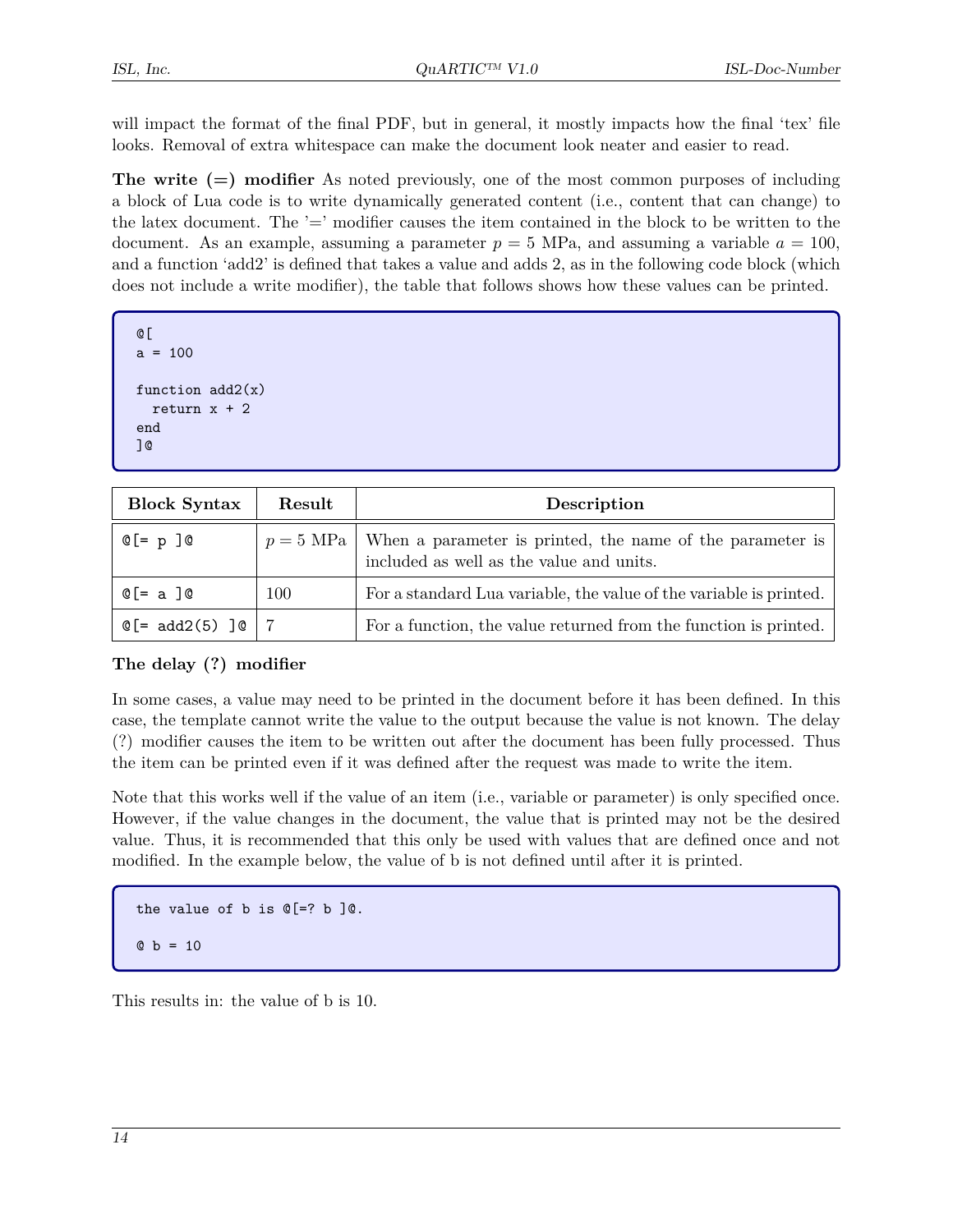will impact the format of the final PDF, but in general, it mostly impacts how the final 'tex' file looks. Removal of extra whitespace can make the document look neater and easier to read.

**The write (=) modifier** As noted previously, one of the most common purposes of including a block of Lua code is to write dynamically generated content (i.e., content that can change) to the latex document. The '=' modifier causes the item contained in the block to be written to the document. As an example, assuming a parameter $p = 5$ MPa, and assuming a variable $a = 100$, and a function 'add2' is defined that takes a value and adds 2, as in the following code block (which does not include a write modifier), the table that follows shows how these values can be printed.

```
@[
a = 100

function add2(x)
  return x + 2
end
]@
```

| Block Syntax | Result | Description |
|---|---|---|
| `@[= p ]@` | $p = 5$ MPa | When a parameter is printed, the name of the parameter is included as well as the value and units. |
| `@[= a ]@` | 100 | For a standard Lua variable, the value of the variable is printed. |
| `@[= add2(5) ]@` | 7 | For a function, the value returned from the function is printed. |

**The delay (?) modifier**

In some cases, a value may need to be printed in the document before it has been defined. In this case, the template cannot write the value to the output because the value is not known. The delay (?) modifier causes the item to be written out after the document has been fully processed. Thus the item can be printed even if it was defined after the request was made to write the item.

Note that this works well if the value of an item (i.e., variable or parameter) is only specified once. However, if the value changes in the document, the value that is printed may not be the desired value. Thus, it is recommended that this only be used with values that are defined once and not modified. In the example below, the value of b is not defined until after it is printed.

```
the value of b is @[=? b ]@.

@ b = 10
```

This results in: the value of b is 10.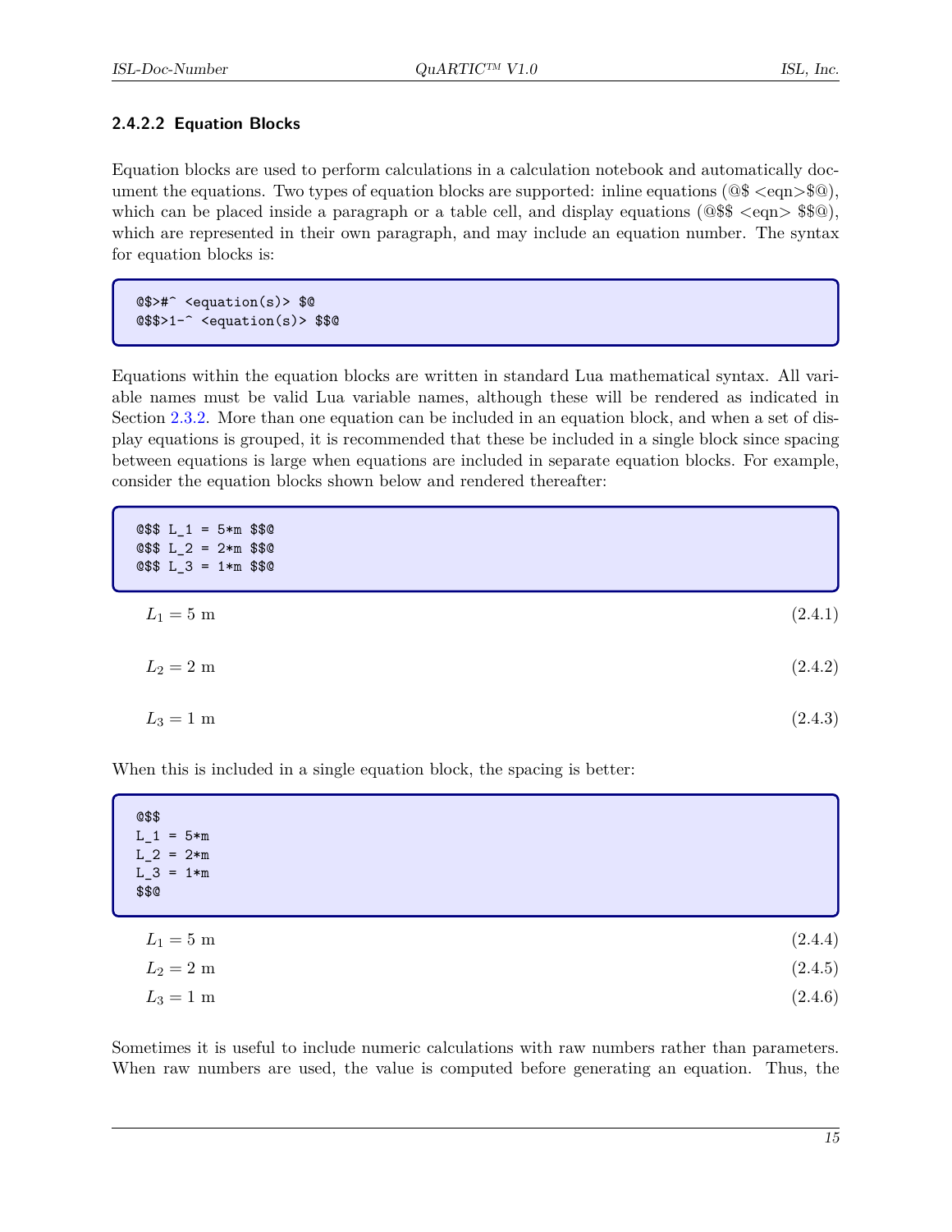#### 2.4.2.2 Equation Blocks

Equation blocks are used to perform calculations in a calculation notebook and automatically document the equations. Two types of equation blocks are supported: inline equations (@$ <eqn>$@), which can be placed inside a paragraph or a table cell, and display equations (@$$ <eqn> $$@), which are represented in their own paragraph, and may include an equation number. The syntax for equation blocks is:

```
@$>#^ <equation(s)> $@
@$$>1-^ <equation(s)> $$@
```

Equations within the equation blocks are written in standard Lua mathematical syntax. All variable names must be valid Lua variable names, although these will be rendered as indicated in Section 2.3.2. More than one equation can be included in an equation block, and when a set of display equations is grouped, it is recommended that these be included in a single block since spacing between equations is large when equations are included in separate equation blocks. For example, consider the equation blocks shown below and rendered thereafter:

```
@$$ L_1 = 5*m $$@
@$$ L_2 = 2*m $$@
@$$ L_3 = 1*m $$@
```

$$L_1 = 5 \text{ m} \tag{2.4.1}$$

$$L_2 = 2 \text{ m} \tag{2.4.2}$$

$$L_3 = 1 \text{ m} \tag{2.4.3}$$

When this is included in a single equation block, the spacing is better:

```
@$$
L_1 = 5*m
L_2 = 2*m
L_3 = 1*m
$$@
```

$$L_1 = 5 \text{ m} \tag{2.4.4}$$
$$L_2 = 2 \text{ m} \tag{2.4.5}$$
$$L_3 = 1 \text{ m} \tag{2.4.6}$$

Sometimes it is useful to include numeric calculations with raw numbers rather than parameters. When raw numbers are used, the value is computed before generating an equation. Thus, the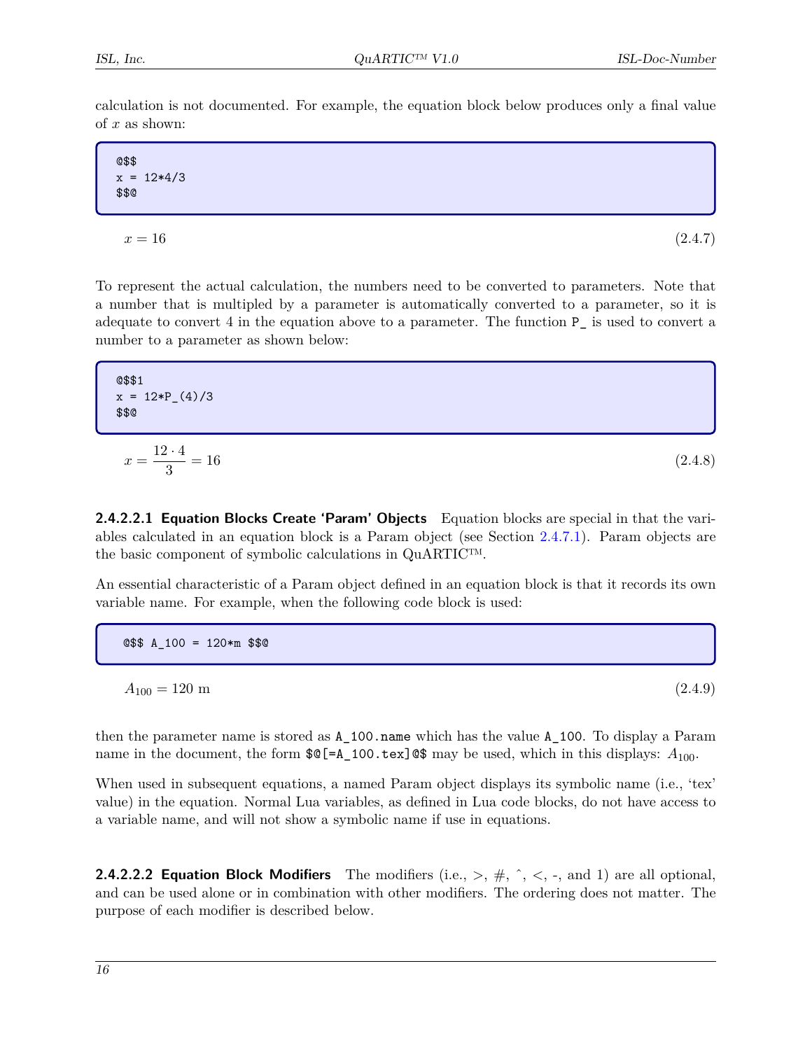calculation is not documented. For example, the equation block below produces only a final value of $x$ as shown:

```
@$$
x = 12*4/3
$$@
```

$$x = 16 \tag{2.4.7}$$

To represent the actual calculation, the numbers need to be converted to parameters. Note that a number that is multipled by a parameter is automatically converted to a parameter, so it is adequate to convert 4 in the equation above to a parameter. The function `P_` is used to convert a number to a parameter as shown below:

```
@$$1
x = 12*P_(4)/3
$$@
```

$$x = \frac{12 \cdot 4}{3} = 16 \tag{2.4.8}$$

#### 2.4.2.2.1 Equation Blocks Create 'Param' Objects

Equation blocks are special in that the variables calculated in an equation block is a Param object (see Section 2.4.7.1). Param objects are the basic component of symbolic calculations in QuARTIC™.

An essential characteristic of a Param object defined in an equation block is that it records its own variable name. For example, when the following code block is used:

```
@$$ A_100 = 120*m $$@
```

$$A_{100} = 120 \text{ m} \tag{2.4.9}$$

then the parameter name is stored as `A_100.name` which has the value `A_100`. To display a Param name in the document, the form `$@[=A_100.tex]@$` may be used, which in this displays: $A_{100}$.

When used in subsequent equations, a named Param object displays its symbolic name (i.e., 'tex' value) in the equation. Normal Lua variables, as defined in Lua code blocks, do not have access to a variable name, and will not show a symbolic name if use in equations.

#### 2.4.2.2.2 Equation Block Modifiers

The modifiers (i.e., >, #, ˆ, <, -, and 1) are all optional, and can be used alone or in combination with other modifiers. The ordering does not matter. The purpose of each modifier is described below.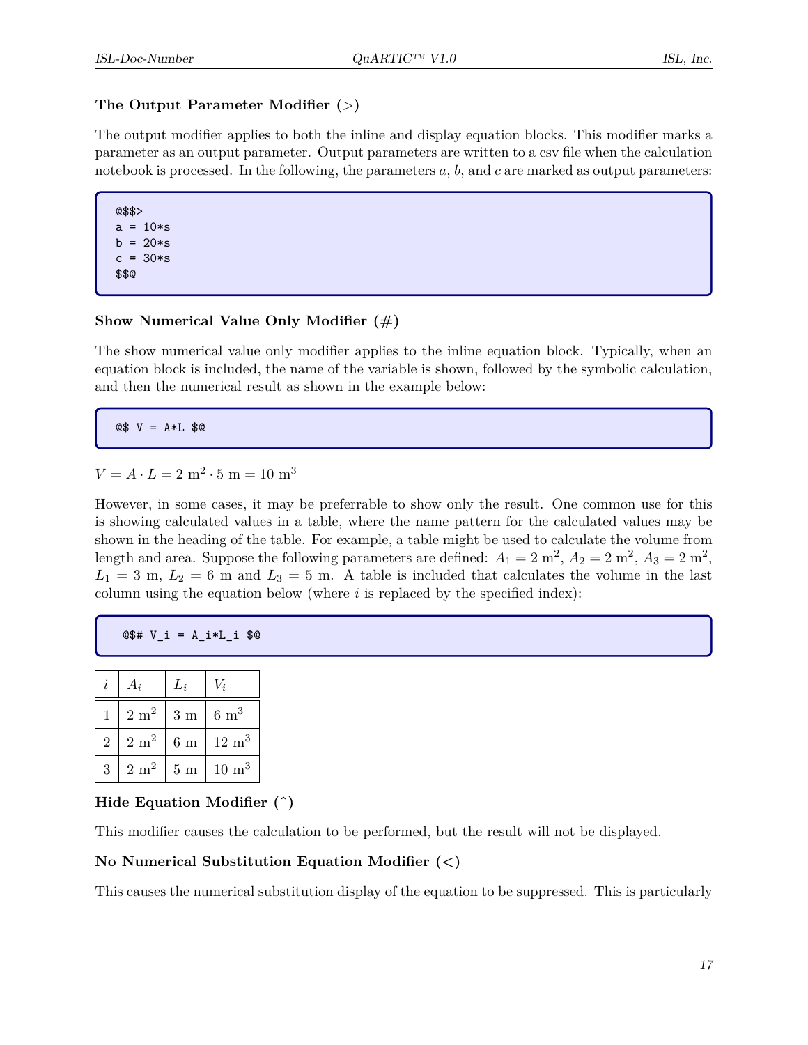### The Output Parameter Modifier (>)

The output modifier applies to both the inline and display equation blocks. This modifier marks a parameter as an output parameter. Output parameters are written to a csv file when the calculation notebook is processed. In the following, the parameters $a$, $b$, and $c$ are marked as output parameters:

```
@$$>
a = 10*s
b = 20*s
c = 30*s
$$@
```

### Show Numerical Value Only Modifier (#)

The show numerical value only modifier applies to the inline equation block. Typically, when an equation block is included, the name of the variable is shown, followed by the symbolic calculation, and then the numerical result as shown in the example below:

```
@$ V = A*L $@
```

$V = A \cdot L = 2\ \mathrm{m}^2 \cdot 5\ \mathrm{m} = 10\ \mathrm{m}^3$

However, in some cases, it may be preferrable to show only the result. One common use for this is showing calculated values in a table, where the name pattern for the calculated values may be shown in the heading of the table. For example, a table might be used to calculate the volume from length and area. Suppose the following parameters are defined: $A_1 = 2\ \mathrm{m}^2$, $A_2 = 2\ \mathrm{m}^2$, $A_3 = 2\ \mathrm{m}^2$, $L_1 = 3\ \mathrm{m}$, $L_2 = 6\ \mathrm{m}$ and $L_3 = 5\ \mathrm{m}$. A table is included that calculates the volume in the last column using the equation below (where $i$ is replaced by the specified index):

```
@$# V_i = A_i*L_i $@
```

| $i$ | $A_i$ | $L_i$ | $V_i$ |
|---|---|---|---|
| 1 | $2\ \mathrm{m}^2$ | $3\ \mathrm{m}$ | $6\ \mathrm{m}^3$ |
| 2 | $2\ \mathrm{m}^2$ | $6\ \mathrm{m}$ | $12\ \mathrm{m}^3$ |
| 3 | $2\ \mathrm{m}^2$ | $5\ \mathrm{m}$ | $10\ \mathrm{m}^3$ |

### Hide Equation Modifier (^)

This modifier causes the calculation to be performed, but the result will not be displayed.

### No Numerical Substitution Equation Modifier (<)

This causes the numerical substitution display of the equation to be suppressed. This is particularly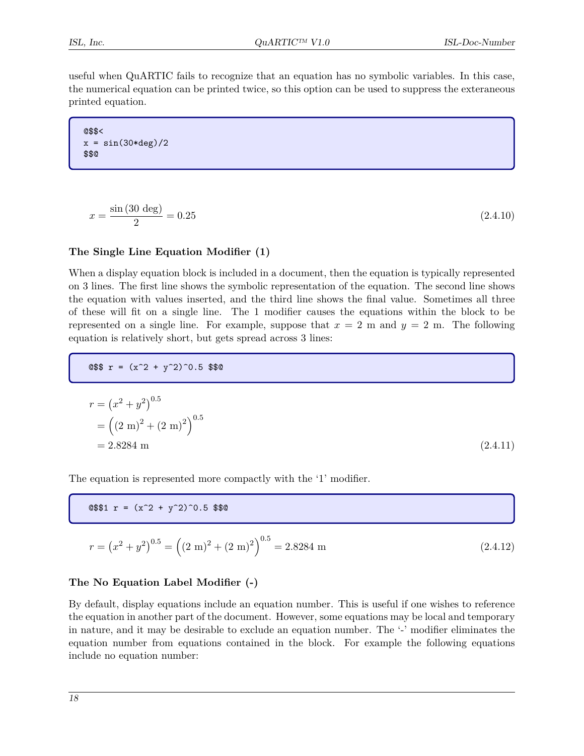useful when QuARTIC fails to recognize that an equation has no symbolic variables. In this case, the numerical equation can be printed twice, so this option can be used to suppress the exteraneous printed equation.

```
@$$<
x = sin(30*deg)/2
$$@
```

$$x = \frac{\sin(30 \text{ deg})}{2} = 0.25 \tag{2.4.10}$$

### The Single Line Equation Modifier (1)

When a display equation block is included in a document, then the equation is typically represented on 3 lines. The first line shows the symbolic representation of the equation. The second line shows the equation with values inserted, and the third line shows the final value. Sometimes all three of these will fit on a single line. The 1 modifier causes the equations within the block to be represented on a single line. For example, suppose that $x = 2$ m and $y = 2$ m. The following equation is relatively short, but gets spread across 3 lines:

```
@$$ r = (x^2 + y^2)^0.5 $$@
```

$$\begin{aligned} r &= \left(x^2 + y^2\right)^{0.5} \\ &= \left((2 \text{ m})^2 + (2 \text{ m})^2\right)^{0.5} \\ &= 2.8284 \text{ m} \end{aligned} \tag{2.4.11}$$

The equation is represented more compactly with the '1' modifier.

```
@$$1 r = (x^2 + y^2)^0.5 $$@
```

$$r = \left(x^2 + y^2\right)^{0.5} = \left((2 \text{ m})^2 + (2 \text{ m})^2\right)^{0.5} = 2.8284 \text{ m} \tag{2.4.12}$$

### The No Equation Label Modifier (-)

By default, display equations include an equation number. This is useful if one wishes to reference the equation in another part of the document. However, some equations may be local and temporary in nature, and it may be desirable to exclude an equation number. The '-' modifier eliminates the equation number from equations contained in the block. For example the following equations include no equation number: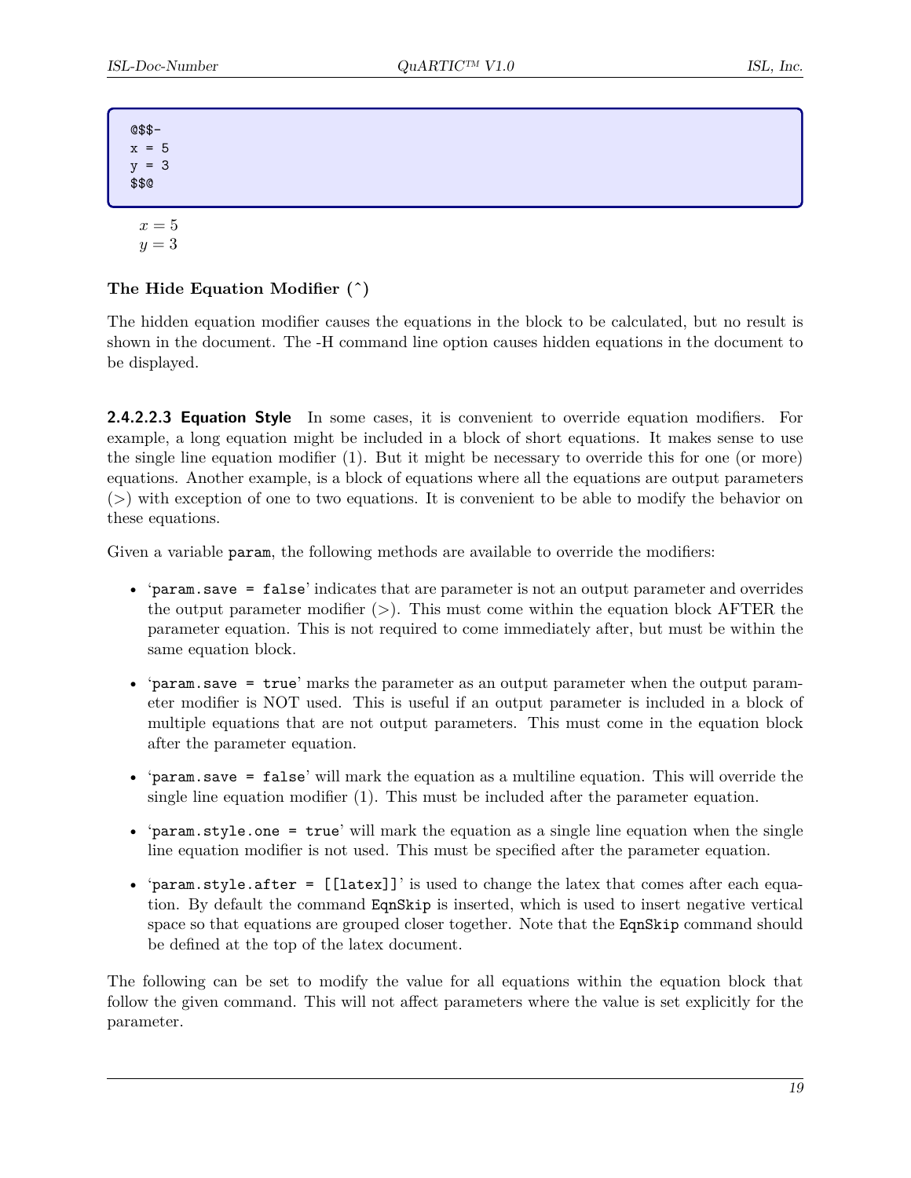```
@$$-
x = 5
y = 3
$$@
```

$x = 5$
$y = 3$

**The Hide Equation Modifier (^)**

The hidden equation modifier causes the equations in the block to be calculated, but no result is shown in the document. The -H command line option causes hidden equations in the document to be displayed.

**2.4.2.2.3 Equation Style** In some cases, it is convenient to override equation modifiers. For example, a long equation might be included in a block of short equations. It makes sense to use the single line equation modifier (1). But it might be necessary to override this for one (or more) equations. Another example, is a block of equations where all the equations are output parameters (>) with exception of one to two equations. It is convenient to be able to modify the behavior on these equations.

Given a variable `param`, the following methods are available to override the modifiers:

- '`param.save = false`' indicates that are parameter is not an output parameter and overrides the output parameter modifier (>). This must come within the equation block AFTER the parameter equation. This is not required to come immediately after, but must be within the same equation block.
- '`param.save = true`' marks the parameter as an output parameter when the output parameter modifier is NOT used. This is useful if an output parameter is included in a block of multiple equations that are not output parameters. This must come in the equation block after the parameter equation.
- '`param.save = false`' will mark the equation as a multiline equation. This will override the single line equation modifier (1). This must be included after the parameter equation.
- '`param.style.one = true`' will mark the equation as a single line equation when the single line equation modifier is not used. This must be specified after the parameter equation.
- '`param.style.after = [[latex]]`' is used to change the latex that comes after each equation. By default the command `EqnSkip` is inserted, which is used to insert negative vertical space so that equations are grouped closer together. Note that the `EqnSkip` command should be defined at the top of the latex document.

The following can be set to modify the value for all equations within the equation block that follow the given command. This will not affect parameters where the value is set explicitly for the parameter.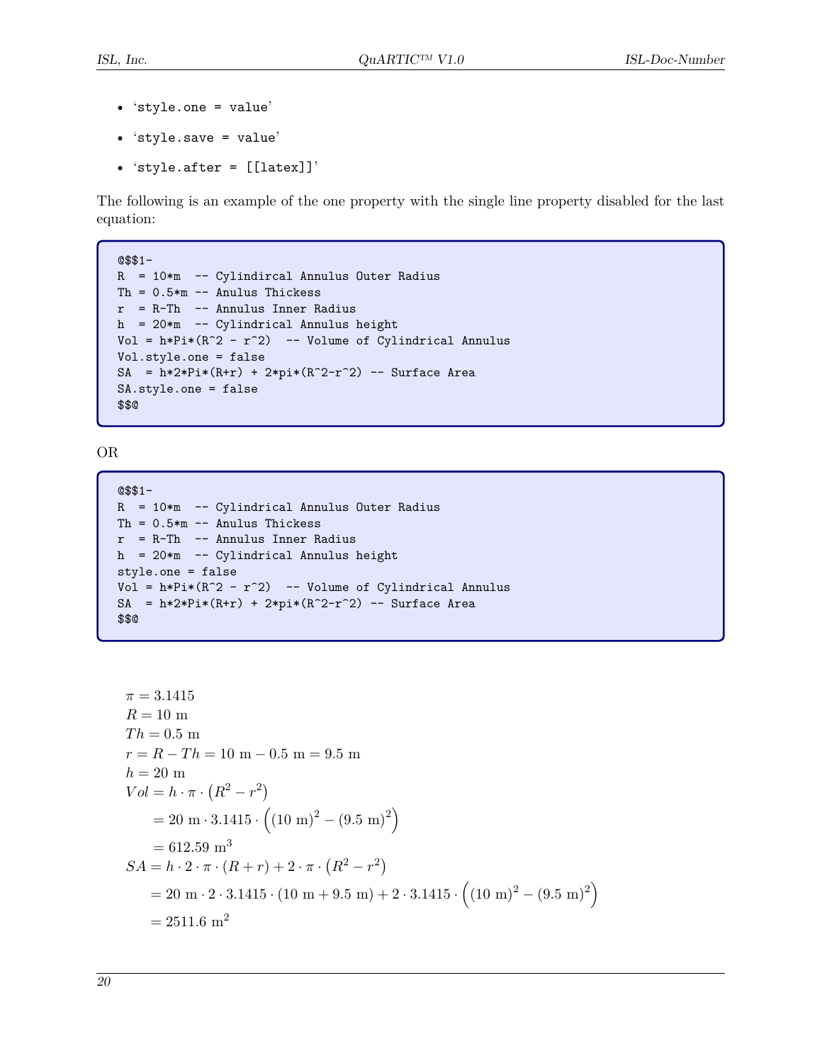- ‘style.one = value’
- ‘style.save = value’
- ‘style.after = [[latex]]’

The following is an example of the one property with the single line property disabled for the last equation:

```
@$$1-
R  = 10*m  -- Cylindircal Annulus Outer Radius
Th = 0.5*m -- Anulus Thickess
r  = R-Th  -- Annulus Inner Radius
h  = 20*m  -- Cylindrical Annulus height
Vol = h*Pi*(R^2 - r^2)  -- Volume of Cylindrical Annulus
Vol.style.one = false
SA  = h*2*Pi*(R+r) + 2*pi*(R^2-r^2) -- Surface Area
SA.style.one = false
$$@
```

OR

```
@$$1-
R  = 10*m  -- Cylindrical Annulus Outer Radius
Th = 0.5*m -- Anulus Thickess
r  = R-Th  -- Annulus Inner Radius
h  = 20*m  -- Cylindrical Annulus height
style.one = false
Vol = h*Pi*(R^2 - r^2)  -- Volume of Cylindrical Annulus
SA  = h*2*Pi*(R+r) + 2*pi*(R^2-r^2) -- Surface Area
$$@
```

$$\pi = 3.1415$$

$$R = 10 \text{ m}$$

$$Th = 0.5 \text{ m}$$

$$r = R - Th = 10 \text{ m} - 0.5 \text{ m} = 9.5 \text{ m}$$

$$h = 20 \text{ m}$$

$$\begin{aligned}
Vol &= h \cdot \pi \cdot \left(R^2 - r^2\right) \\
&= 20 \text{ m} \cdot 3.1415 \cdot \left((10 \text{ m})^2 - (9.5 \text{ m})^2\right) \\
&= 612.59 \text{ m}^3
\end{aligned}$$

$$\begin{aligned}
SA &= h \cdot 2 \cdot \pi \cdot (R + r) + 2 \cdot \pi \cdot \left(R^2 - r^2\right) \\
&= 20 \text{ m} \cdot 2 \cdot 3.1415 \cdot (10 \text{ m} + 9.5 \text{ m}) + 2 \cdot 3.1415 \cdot \left((10 \text{ m})^2 - (9.5 \text{ m})^2\right) \\
&= 2511.6 \text{ m}^2
\end{aligned}$$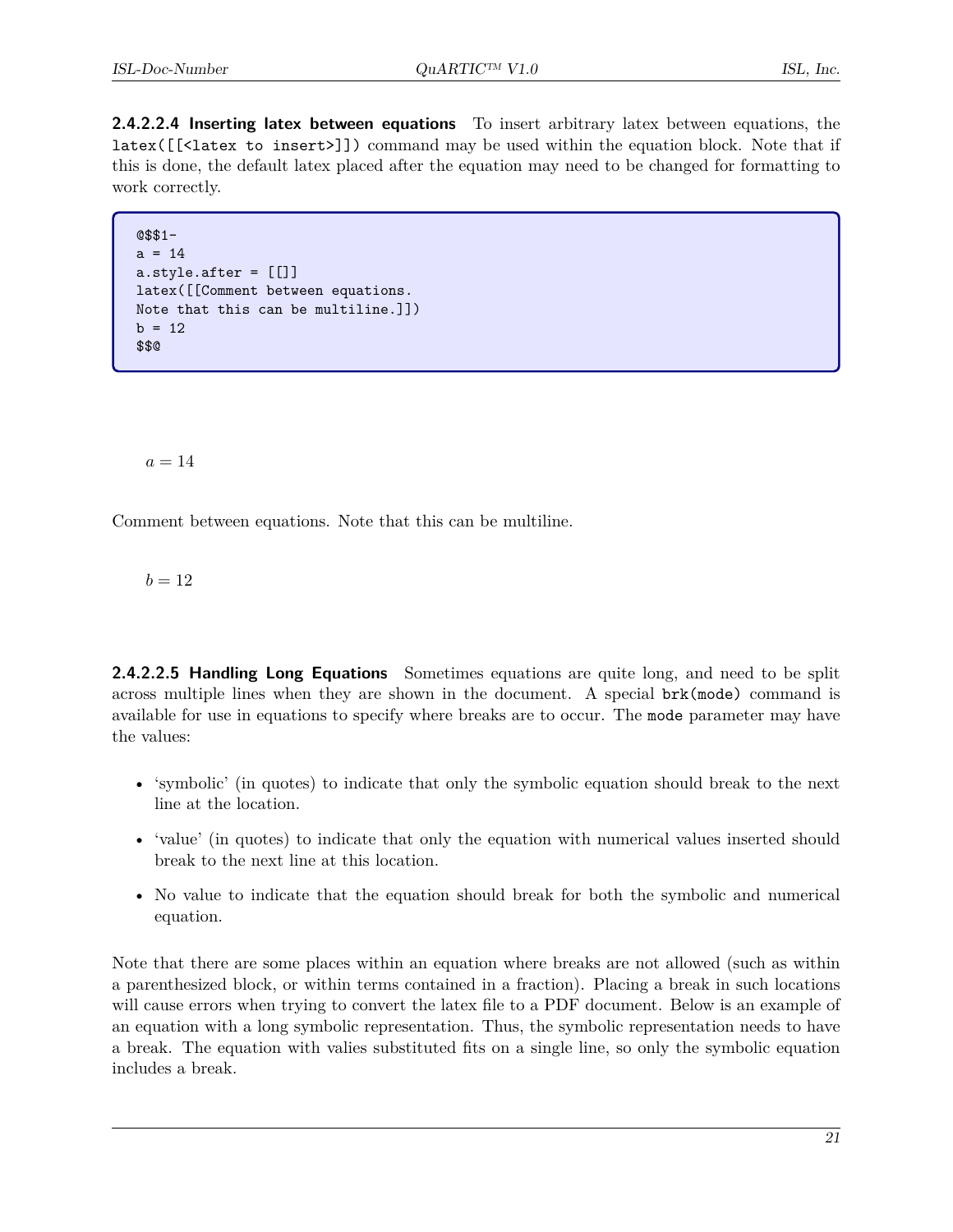#### 2.4.2.2.4 Inserting latex between equations

To insert arbitrary latex between equations, the `latex([[<latex to insert>]])` command may be used within the equation block. Note that if this is done, the default latex placed after the equation may need to be changed for formatting to work correctly.

```
@$$1-
a = 14
a.style.after = [[]]
latex([[Comment between equations.
Note that this can be multiline.]])
b = 12
$$@
```

$$a = 14$$

Comment between equations. Note that this can be multiline.

$$b = 12$$

#### 2.4.2.2.5 Handling Long Equations

Sometimes equations are quite long, and need to be split across multiple lines when they are shown in the document. A special `brk(mode)` command is available for use in equations to specify where breaks are to occur. The `mode` parameter may have the values:

- 'symbolic' (in quotes) to indicate that only the symbolic equation should break to the next line at the location.
- 'value' (in quotes) to indicate that only the equation with numerical values inserted should break to the next line at this location.
- No value to indicate that the equation should break for both the symbolic and numerical equation.

Note that there are some places within an equation where breaks are not allowed (such as within a parenthesized block, or within terms contained in a fraction). Placing a break in such locations will cause errors when trying to convert the latex file to a PDF document. Below is an example of an equation with a long symbolic representation. Thus, the symbolic representation needs to have a break. The equation with valies substituted fits on a single line, so only the symbolic equation includes a break.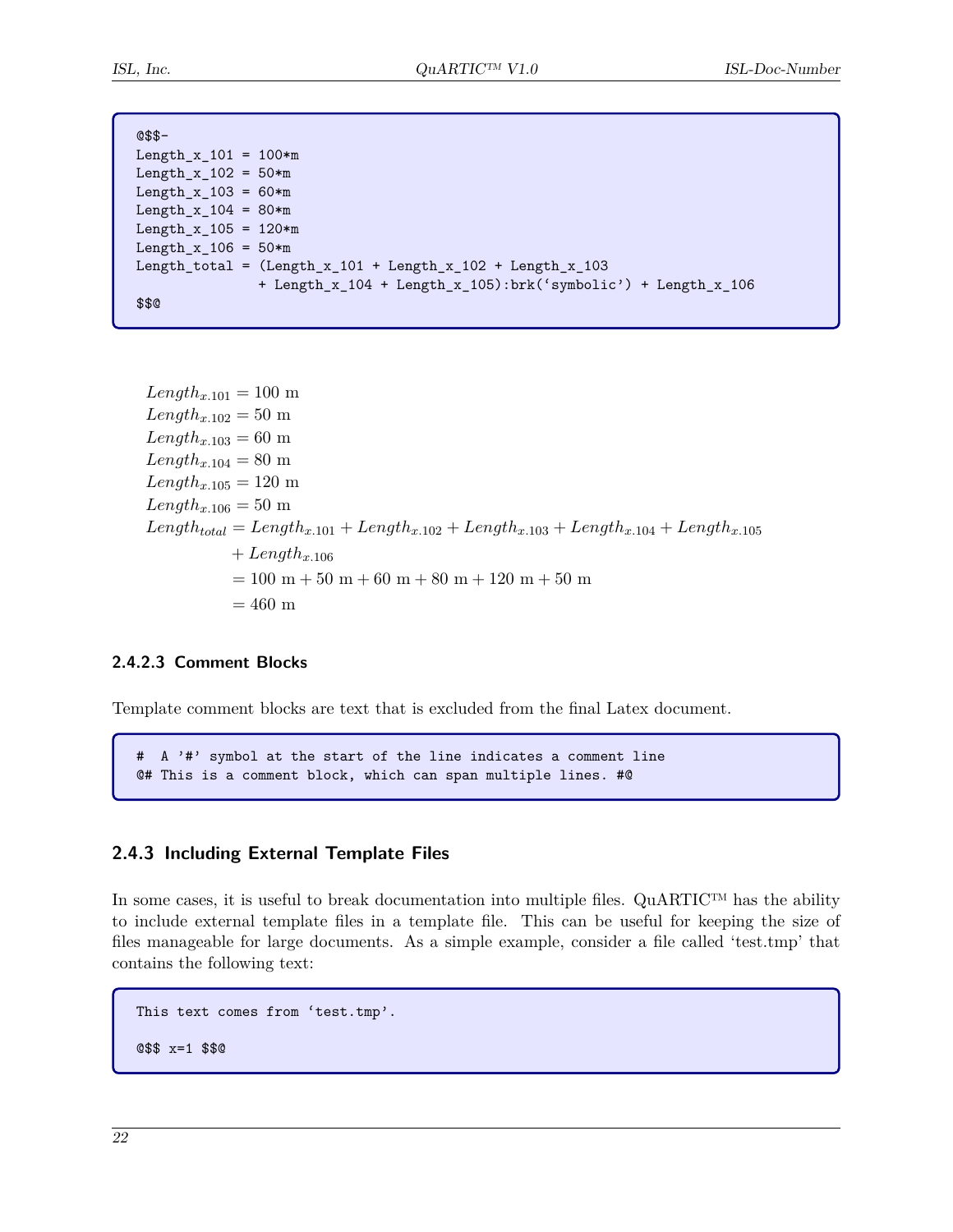```
@$$-
Length_x_101 = 100*m
Length_x_102 = 50*m
Length_x_103 = 60*m
Length_x_104 = 80*m
Length_x_105 = 120*m
Length_x_106 = 50*m
Length_total = (Length_x_101 + Length_x_102 + Length_x_103
              + Length_x_104 + Length_x_105):brk('symbolic') + Length_x_106
$$@
```

$$
\begin{aligned}
&Length_{x.101} = 100\ \mathrm{m} \\
&Length_{x.102} = 50\ \mathrm{m} \\
&Length_{x.103} = 60\ \mathrm{m} \\
&Length_{x.104} = 80\ \mathrm{m} \\
&Length_{x.105} = 120\ \mathrm{m} \\
&Length_{x.106} = 50\ \mathrm{m} \\
&Length_{total} = Length_{x.101} + Length_{x.102} + Length_{x.103} + Length_{x.104} + Length_{x.105} \\
&\qquad + Length_{x.106} \\
&\qquad = 100\ \mathrm{m} + 50\ \mathrm{m} + 60\ \mathrm{m} + 80\ \mathrm{m} + 120\ \mathrm{m} + 50\ \mathrm{m} \\
&\qquad = 460\ \mathrm{m}
\end{aligned}
$$

#### 2.4.2.3 Comment Blocks

Template comment blocks are text that is excluded from the final Latex document.

```
#  A '#' symbol at the start of the line indicates a comment line
@# This is a comment block, which can span multiple lines. #@
```

### 2.4.3 Including External Template Files

In some cases, it is useful to break documentation into multiple files. QuARTIC™ has the ability to include external template files in a template file. This can be useful for keeping the size of files manageable for large documents. As a simple example, consider a file called 'test.tmp' that contains the following text:

```
This text comes from 'test.tmp'.

@$$ x=1 $$@
```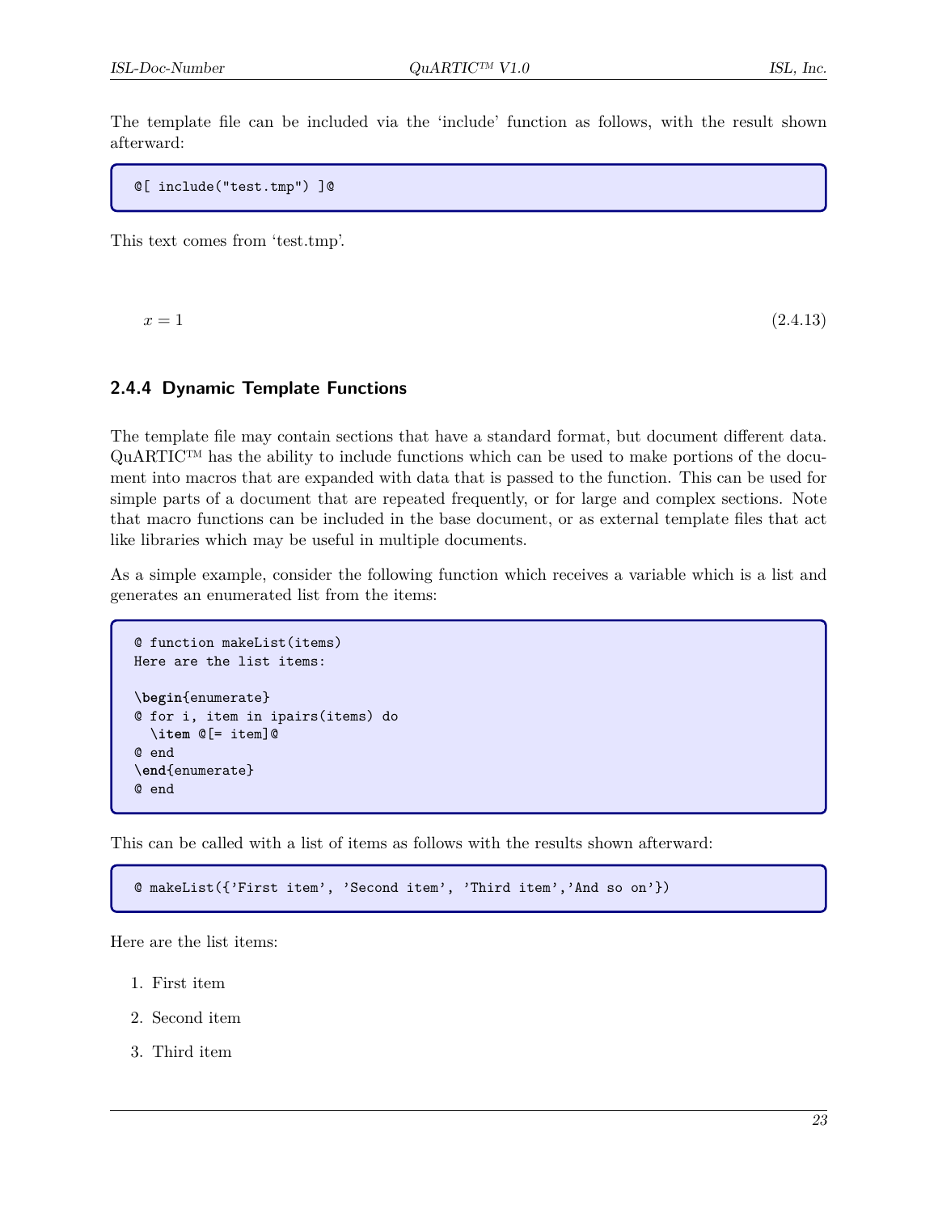The template file can be included via the ‘include’ function as follows, with the result shown afterward:

```
@[ include("test.tmp") ]@
```

This text comes from ‘test.tmp’.

$$x = 1 \tag{2.4.13}$$

### 2.4.4 Dynamic Template Functions

The template file may contain sections that have a standard format, but document different data. QuARTIC™ has the ability to include functions which can be used to make portions of the document into macros that are expanded with data that is passed to the function. This can be used for simple parts of a document that are repeated frequently, or for large and complex sections. Note that macro functions can be included in the base document, or as external template files that act like libraries which may be useful in multiple documents.

As a simple example, consider the following function which receives a variable which is a list and generates an enumerated list from the items:

```
@ function makeList(items)
Here are the list items:

\begin{enumerate}
@ for i, item in ipairs(items) do
  \item @[= item]@
@ end
\end{enumerate}
@ end
```

This can be called with a list of items as follows with the results shown afterward:

```
@ makeList({'First item', 'Second item', 'Third item','And so on'})
```

Here are the list items:

1. First item
2. Second item
3. Third item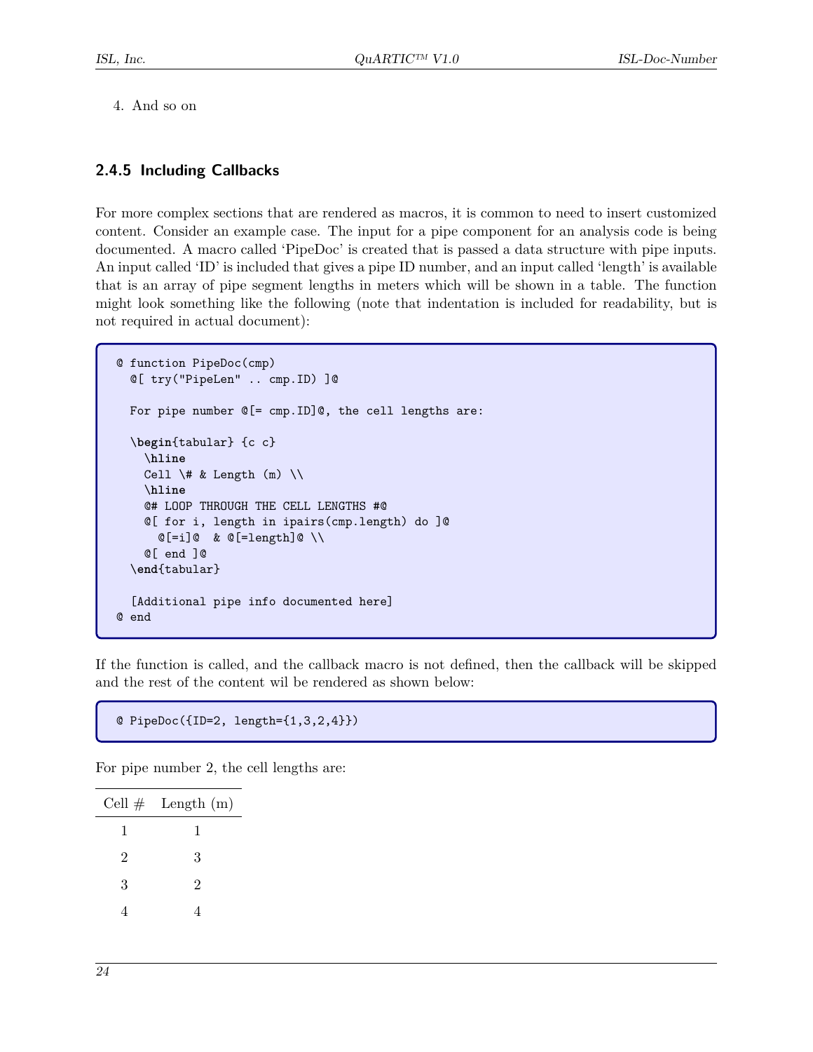4. And so on

### 2.4.5 Including Callbacks

For more complex sections that are rendered as macros, it is common to need to insert customized content. Consider an example case. The input for a pipe component for an analysis code is being documented. A macro called 'PipeDoc' is created that is passed a data structure with pipe inputs. An input called 'ID' is included that gives a pipe ID number, and an input called 'length' is available that is an array of pipe segment lengths in meters which will be shown in a table. The function might look something like the following (note that indentation is included for readability, but is not required in actual document):

```
@ function PipeDoc(cmp)
  @[ try("PipeLen" .. cmp.ID) ]@

  For pipe number @[= cmp.ID]@, the cell lengths are:

  \begin{tabular} {c c}
    \hline
    Cell \# & Length (m) \\
    \hline
    @# LOOP THROUGH THE CELL LENGTHS #@
    @[ for i, length in ipairs(cmp.length) do ]@
      @[=i]@  & @[=length]@ \\
    @[ end ]@
  \end{tabular}

  [Additional pipe info documented here]
@ end
```

If the function is called, and the callback macro is not defined, then the callback will be skipped and the rest of the content wil be rendered as shown below:

```
@ PipeDoc({ID=2, length={1,3,2,4}})
```

For pipe number 2, the cell lengths are:

| Cell # | Length (m) |
|---|---|
| 1 | 1 |
| 2 | 3 |
| 3 | 2 |
| 4 | 4 |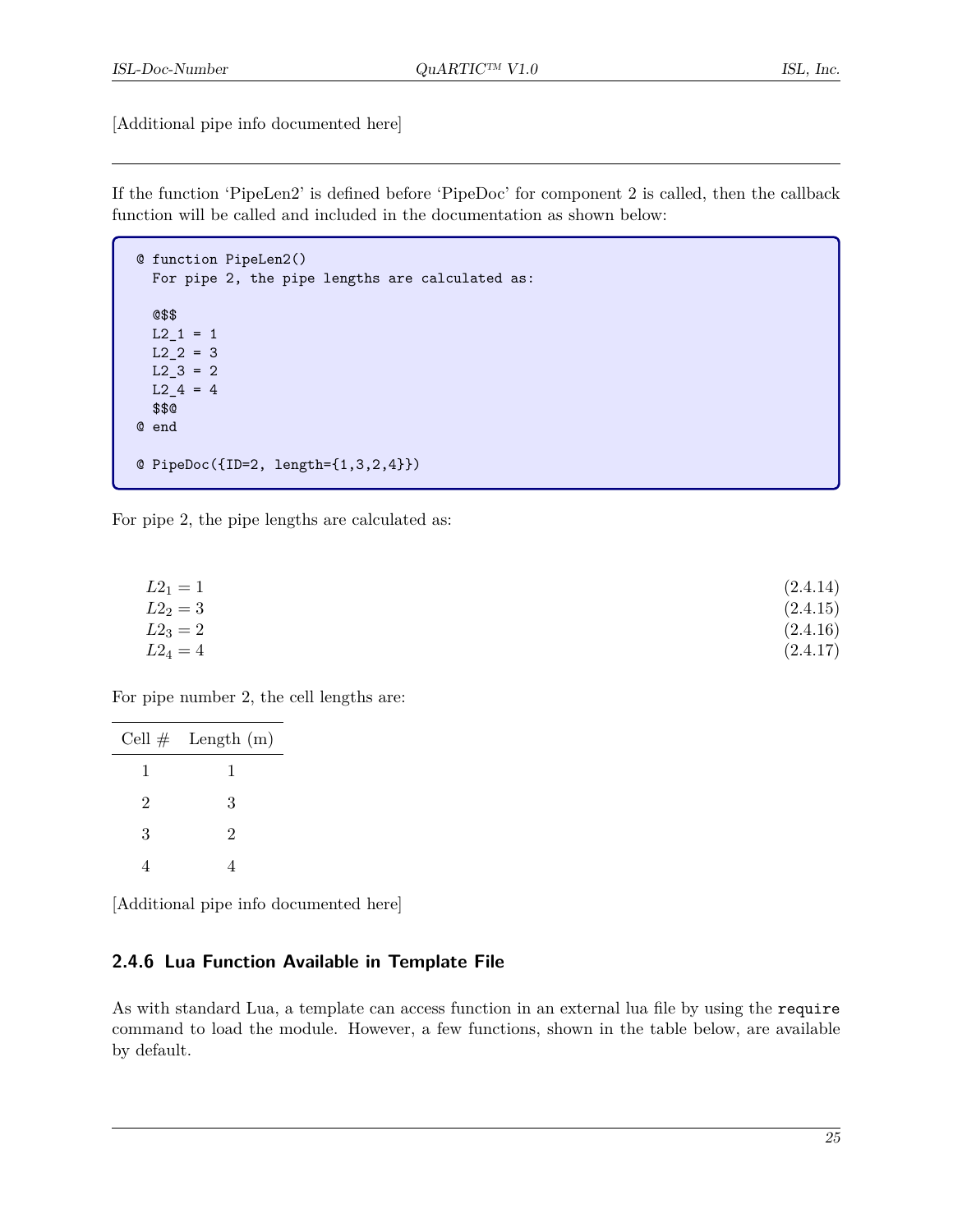[Additional pipe info documented here]

---

If the function ‘PipeLen2’ is defined before ‘PipeDoc’ for component 2 is called, then the callback function will be called and included in the documentation as shown below:

```
@ function PipeLen2()
  For pipe 2, the pipe lengths are calculated as:

  @$$
  L2_1 = 1
  L2_2 = 3
  L2_3 = 2
  L2_4 = 4
  $$@
@ end

@ PipeDoc({ID=2, length={1,3,2,4}})
```

For pipe 2, the pipe lengths are calculated as:

$$L2_1 = 1 \tag{2.4.14}$$
$$L2_2 = 3 \tag{2.4.15}$$
$$L2_3 = 2 \tag{2.4.16}$$
$$L2_4 = 4 \tag{2.4.17}$$

For pipe number 2, the cell lengths are:

| Cell # | Length (m) |
|---|---|
| 1 | 1 |
| 2 | 3 |
| 3 | 2 |
| 4 | 4 |

[Additional pipe info documented here]

### 2.4.6 Lua Function Available in Template File

As with standard Lua, a template can access function in an external lua file by using the `require` command to load the module. However, a few functions, shown in the table below, are available by default.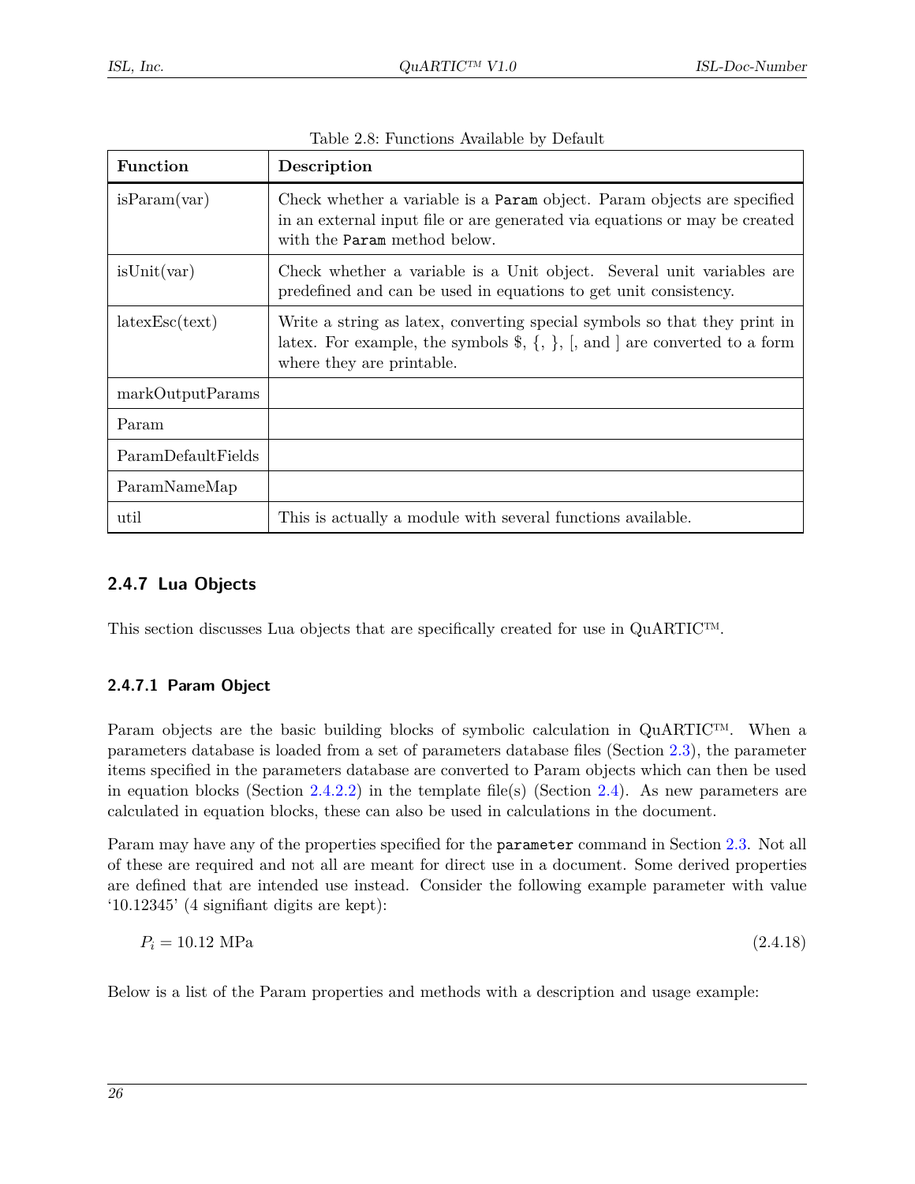Table 2.8: Functions Available by Default

| Function | Description |
|---|---|
| isParam(var) | Check whether a variable is a `Param` object. Param objects are specified in an external input file or are generated via equations or may be created with the `Param` method below. |
| isUnit(var) | Check whether a variable is a Unit object. Several unit variables are predefined and can be used in equations to get unit consistency. |
| latexEsc(text) | Write a string as latex, converting special symbols so that they print in latex. For example, the symbols $, {, }, [, and ] are converted to a form where they are printable. |
| markOutputParams | |
| Param | |
| ParamDefaultFields | |
| ParamNameMap | |
| util | This is actually a module with several functions available. |

### 2.4.7 Lua Objects

This section discusses Lua objects that are specifically created for use in QuARTIC™.

#### 2.4.7.1 Param Object

Param objects are the basic building blocks of symbolic calculation in QuARTIC™. When a parameters database is loaded from a set of parameters database files (Section 2.3), the parameter items specified in the parameters database are converted to Param objects which can then be used in equation blocks (Section 2.4.2.2) in the template file(s) (Section 2.4). As new parameters are calculated in equation blocks, these can also be used in calculations in the document.

Param may have any of the properties specified for the `parameter` command in Section 2.3. Not all of these are required and not all are meant for direct use in a document. Some derived properties are defined that are intended use instead. Consider the following example parameter with value '10.12345' (4 signifiant digits are kept):

$$P_i = 10.12 \text{ MPa} \tag{2.4.18}$$

Below is a list of the Param properties and methods with a description and usage example: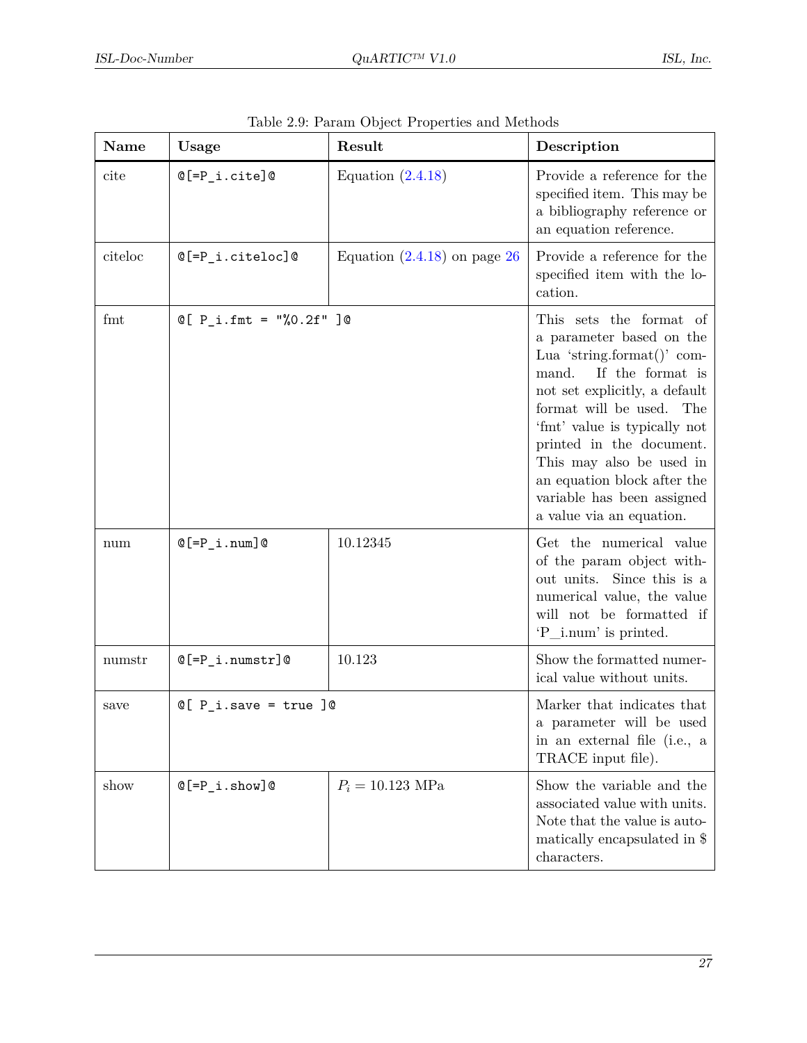Table 2.9: Param Object Properties and Methods

| Name | Usage | Result | Description |
| --- | --- | --- | --- |
| cite | `@[=P_i.cite]@` | Equation (2.4.18) | Provide a reference for the specified item. This may be a bibliography reference or an equation reference. |
| citeloc | `@[=P_i.citeloc]@` | Equation (2.4.18) on page 26 | Provide a reference for the specified item with the location. |
| fmt | `@[ P_i.fmt = "%0.2f" ]@` | | This sets the format of a parameter based on the Lua 'string.format()' command. If the format is not set explicitly, a default format will be used. The 'fmt' value is typically not printed in the document. This may also be used in an equation block after the variable has been assigned a value via an equation. |
| num | `@[=P_i.num]@` | 10.12345 | Get the numerical value of the param object without units. Since this is a numerical value, the value will not be formatted if 'P_i.num' is printed. |
| numstr | `@[=P_i.numstr]@` | 10.123 | Show the formatted numerical value without units. |
| save | `@[ P_i.save = true ]@` | | Marker that indicates that a parameter will be used in an external file (i.e., a TRACE input file). |
| show | `@[=P_i.show]@` | $P_i = 10.123$ MPa | Show the variable and the associated value with units. Note that the value is automatically encapsulated in $ characters. |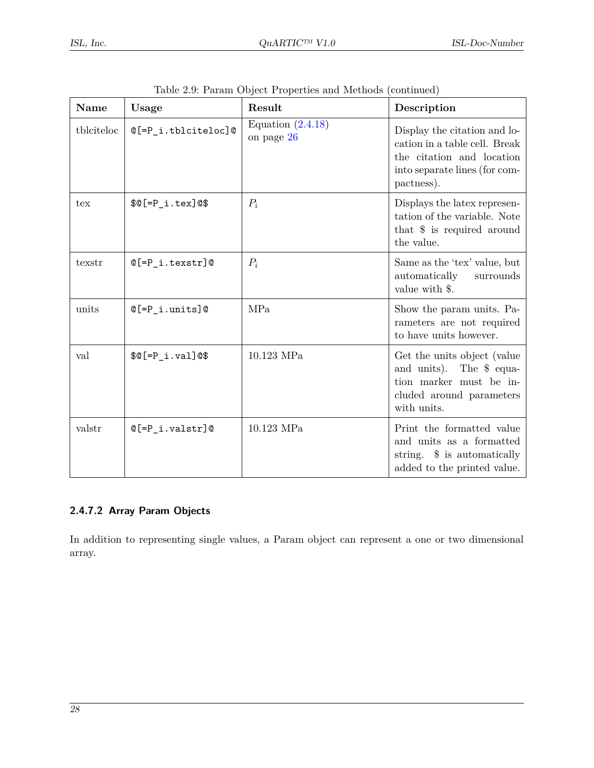Table 2.9: Param Object Properties and Methods (continued)

| Name | Usage | Result | Description |
|---|---|---|---|
| tblciteloc | `@[=P_i.tblciteloc]@` | Equation (2.4.18) on page 26 | Display the citation and location in a table cell. Break the citation and location into separate lines (for compactness). |
| tex | `$@[=P_i.tex]@$` | $P_i$ | Displays the latex representation of the variable. Note that $ is required around the value. |
| texstr | `@[=P_i.texstr]@` | $P_i$ | Same as the 'tex' value, but automatically surrounds value with $. |
| units | `@[=P_i.units]@` | MPa | Show the param units. Parameters are not required to have units however. |
| val | `$@[=P_i.val]@$` | 10.123 MPa | Get the units object (value and units). The $ equation marker must be included around parameters with units. |
| valstr | `@[=P_i.valstr]@` | 10.123 MPa | Print the formatted value and units as a formatted string. $ is automatically added to the printed value. |

#### 2.4.7.2 Array Param Objects

In addition to representing single values, a Param object can represent a one or two dimensional array.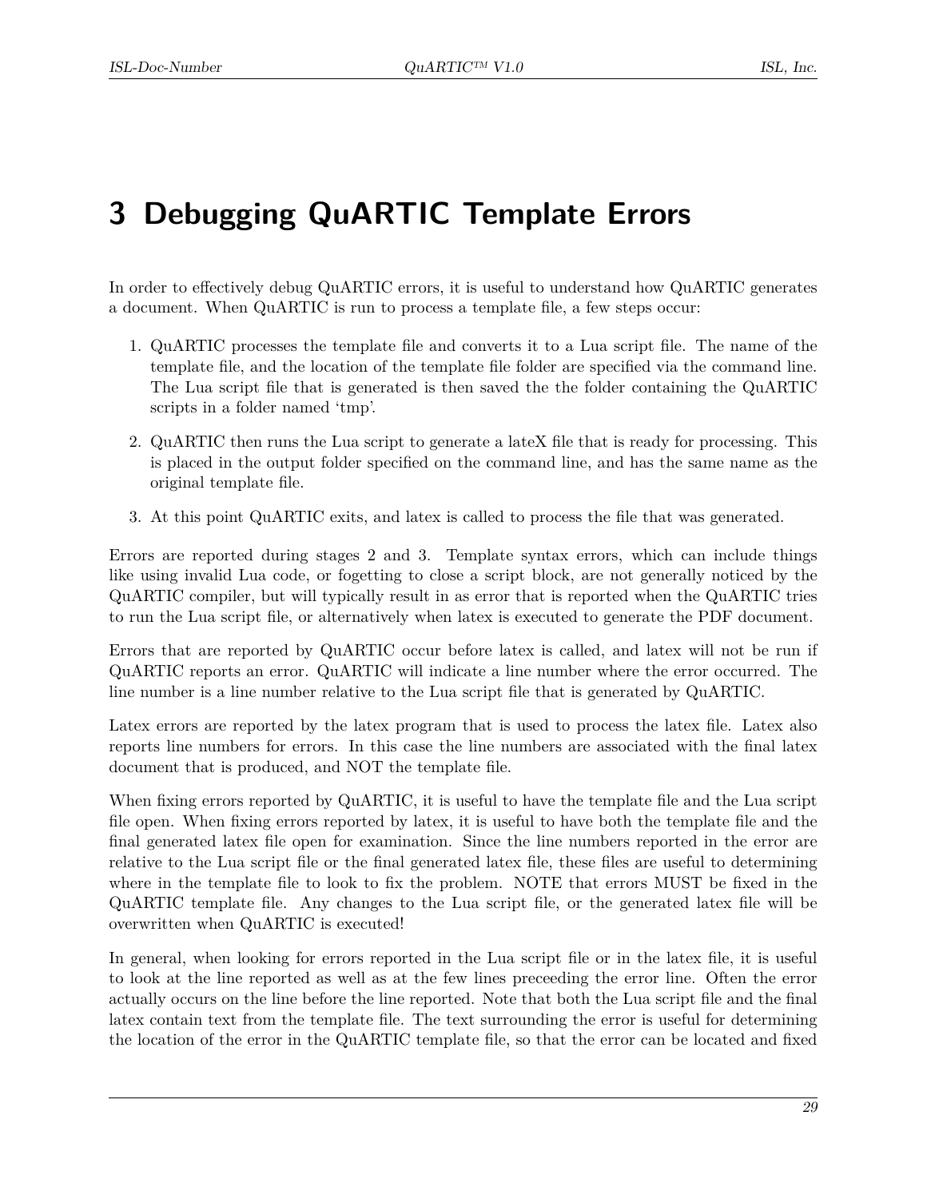# 3 Debugging QuARTIC Template Errors

In order to effectively debug QuARTIC errors, it is useful to understand how QuARTIC generates a document. When QuARTIC is run to process a template file, a few steps occur:

1. QuARTIC processes the template file and converts it to a Lua script file. The name of the template file, and the location of the template file folder are specified via the command line. The Lua script file that is generated is then saved the the folder containing the QuARTIC scripts in a folder named 'tmp'.
2. QuARTIC then runs the Lua script to generate a lateX file that is ready for processing. This is placed in the output folder specified on the command line, and has the same name as the original template file.
3. At this point QuARTIC exits, and latex is called to process the file that was generated.

Errors are reported during stages 2 and 3. Template syntax errors, which can include things like using invalid Lua code, or fogetting to close a script block, are not generally noticed by the QuARTIC compiler, but will typically result in as error that is reported when the QuARTIC tries to run the Lua script file, or alternatively when latex is executed to generate the PDF document.

Errors that are reported by QuARTIC occur before latex is called, and latex will not be run if QuARTIC reports an error. QuARTIC will indicate a line number where the error occurred. The line number is a line number relative to the Lua script file that is generated by QuARTIC.

Latex errors are reported by the latex program that is used to process the latex file. Latex also reports line numbers for errors. In this case the line numbers are associated with the final latex document that is produced, and NOT the template file.

When fixing errors reported by QuARTIC, it is useful to have the template file and the Lua script file open. When fixing errors reported by latex, it is useful to have both the template file and the final generated latex file open for examination. Since the line numbers reported in the error are relative to the Lua script file or the final generated latex file, these files are useful to determining where in the template file to look to fix the problem. NOTE that errors MUST be fixed in the QuARTIC template file. Any changes to the Lua script file, or the generated latex file will be overwritten when QuARTIC is executed!

In general, when looking for errors reported in the Lua script file or in the latex file, it is useful to look at the line reported as well as at the few lines preceeding the error line. Often the error actually occurs on the line before the line reported. Note that both the Lua script file and the final latex contain text from the template file. The text surrounding the error is useful for determining the location of the error in the QuARTIC template file, so that the error can be located and fixed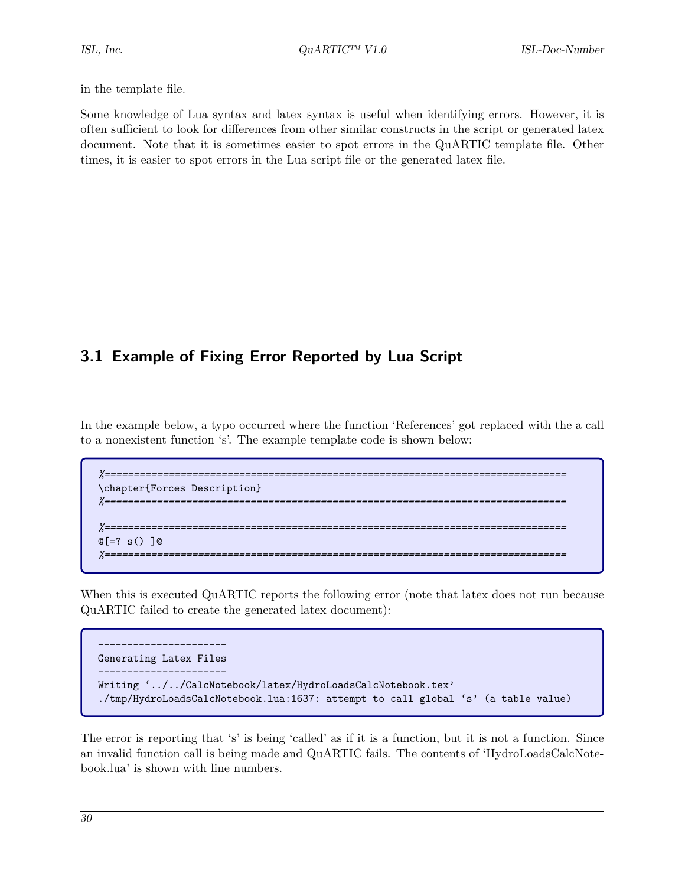in the template file.

Some knowledge of Lua syntax and latex syntax is useful when identifying errors. However, it is often sufficient to look for differences from other similar constructs in the script or generated latex document. Note that it is sometimes easier to spot errors in the QuARTIC template file. Other times, it is easier to spot errors in the Lua script file or the generated latex file.

## 3.1 Example of Fixing Error Reported by Lua Script

In the example below, a typo occurred where the function 'References' got replaced with the a call to a nonexistent function 's'. The example template code is shown below:

```
%==============================================================================
\chapter{Forces Description}
%==============================================================================

%==============================================================================
@[=? s() ]@
%==============================================================================
```

When this is executed QuARTIC reports the following error (note that latex does not run because QuARTIC failed to create the generated latex document):

```
----------------------
Generating Latex Files
----------------------
Writing '../../CalcNotebook/latex/HydroLoadsCalcNotebook.tex'
./tmp/HydroLoadsCalcNotebook.lua:1637: attempt to call global 's' (a table value)
```

The error is reporting that 's' is being 'called' as if it is a function, but it is not a function. Since an invalid function call is being made and QuARTIC fails. The contents of 'HydroLoadsCalcNotebook.lua' is shown with line numbers.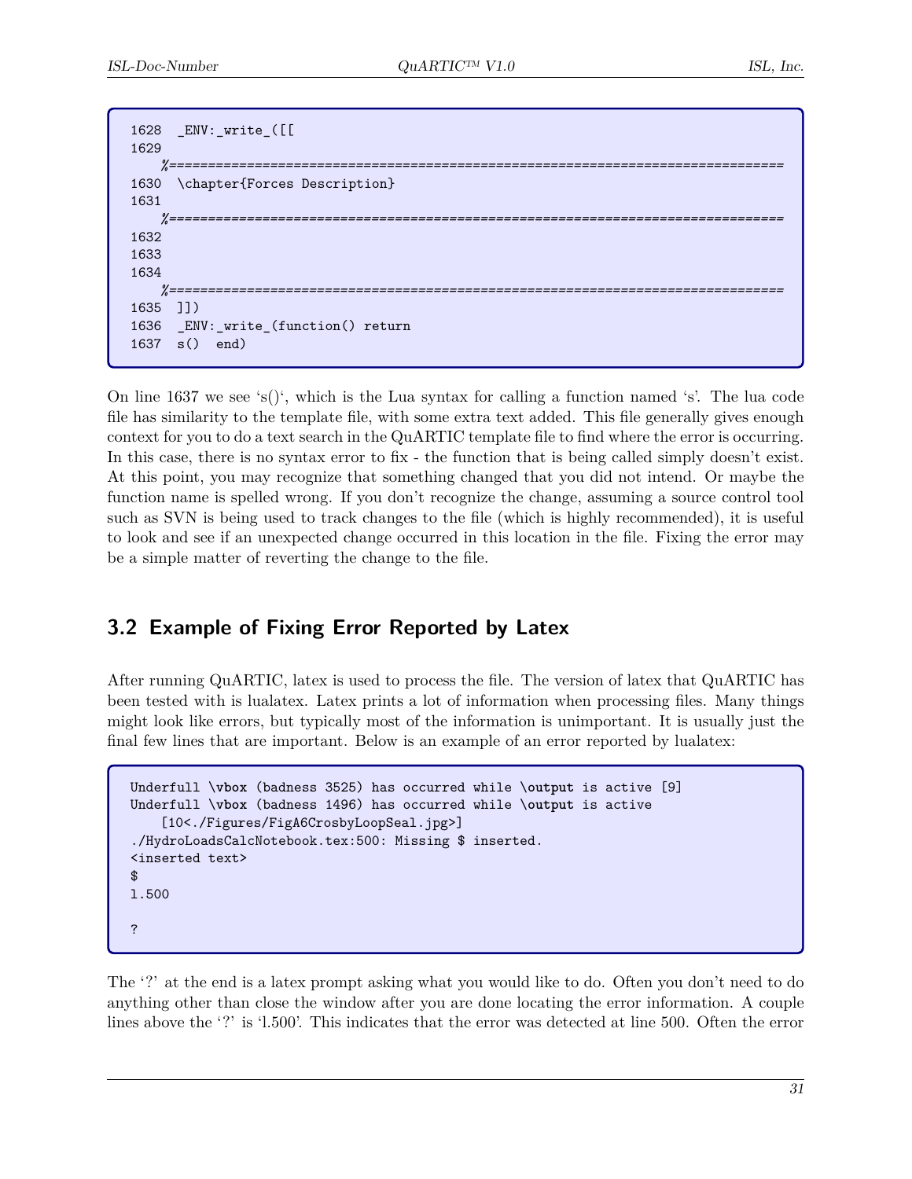```
1628  _ENV:_write_([[
1629
    %==============================================================================
1630  \chapter{Forces Description}
1631
    %==============================================================================
1632
1633
1634
    %==============================================================================
1635  ]])
1636  _ENV:_write_(function() return
1637  s()  end)
```

On line 1637 we see 's()', which is the Lua syntax for calling a function named 's'. The lua code file has similarity to the template file, with some extra text added. This file generally gives enough context for you to do a text search in the QuARTIC template file to find where the error is occurring. In this case, there is no syntax error to fix - the function that is being called simply doesn't exist. At this point, you may recognize that something changed that you did not intend. Or maybe the function name is spelled wrong. If you don't recognize the change, assuming a source control tool such as SVN is being used to track changes to the file (which is highly recommended), it is useful to look and see if an unexpected change occurred in this location in the file. Fixing the error may be a simple matter of reverting the change to the file.

## 3.2 Example of Fixing Error Reported by Latex

After running QuARTIC, latex is used to process the file. The version of latex that QuARTIC has been tested with is lualatex. Latex prints a lot of information when processing files. Many things might look like errors, but typically most of the information is unimportant. It is usually just the final few lines that are important. Below is an example of an error reported by lualatex:

```
Underfull \vbox (badness 3525) has occurred while \output is active [9]
Underfull \vbox (badness 1496) has occurred while \output is active
    [10<./Figures/FigA6CrosbyLoopSeal.jpg>]
./HydroLoadsCalcNotebook.tex:500: Missing $ inserted.
<inserted text>
$
l.500

?
```

The '?' at the end is a latex prompt asking what you would like to do. Often you don't need to do anything other than close the window after you are done locating the error information. A couple lines above the '?' is 'l.500'. This indicates that the error was detected at line 500. Often the error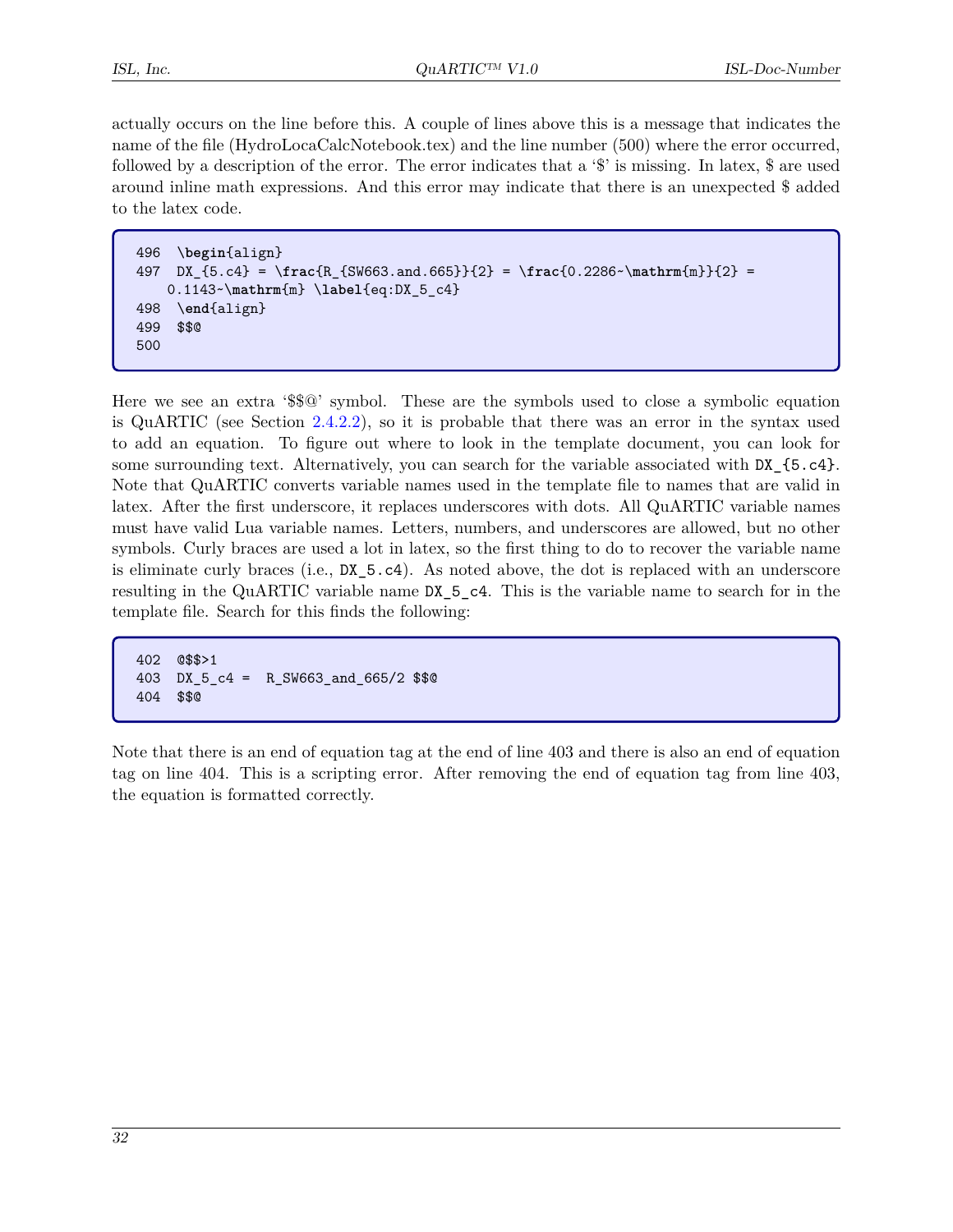actually occurs on the line before this. A couple of lines above this is a message that indicates the name of the file (HydroLocaCalcNotebook.tex) and the line number (500) where the error occurred, followed by a description of the error. The error indicates that a '$' is missing. In latex, $ are used around inline math expressions. And this error may indicate that there is an unexpected $ added to the latex code.

```
496  \begin{align}
497  DX_{5.c4} = \frac{R_{SW663.and.665}}{2} = \frac{0.2286~\mathrm{m}}{2} =
     0.1143~\mathrm{m} \label{eq:DX_5_c4}
498  \end{align}
499  $$@
500
```

Here we see an extra '$$@' symbol. These are the symbols used to close a symbolic equation is QuARTIC (see Section 2.4.2.2), so it is probable that there was an error in the syntax used to add an equation. To figure out where to look in the template document, you can look for some surrounding text. Alternatively, you can search for the variable associated with `DX_{5.c4}`. Note that QuARTIC converts variable names used in the template file to names that are valid in latex. After the first underscore, it replaces underscores with dots. All QuARTIC variable names must have valid Lua variable names. Letters, numbers, and underscores are allowed, but no other symbols. Curly braces are used a lot in latex, so the first thing to do to recover the variable name is eliminate curly braces (i.e., `DX_5.c4`). As noted above, the dot is replaced with an underscore resulting in the QuARTIC variable name `DX_5_c4`. This is the variable name to search for in the template file. Search for this finds the following:

```
402  @$$>1
403  DX_5_c4 =  R_SW663_and_665/2 $$@
404  $$@
```

Note that there is an end of equation tag at the end of line 403 and there is also an end of equation tag on line 404. This is a scripting error. After removing the end of equation tag from line 403, the equation is formatted correctly.